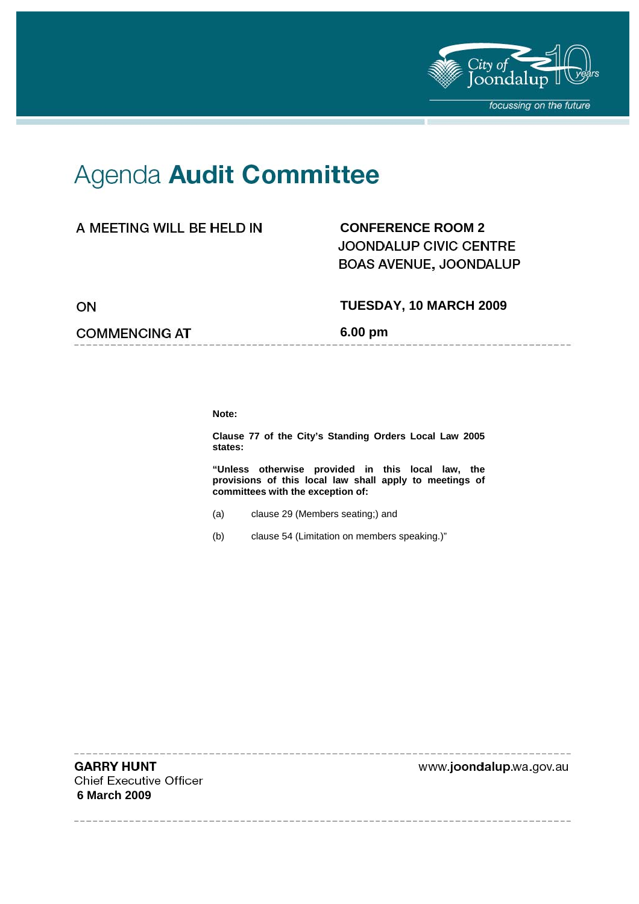# Agenda **Audit Committee**

| | |
|---|---|
| A MEETING WILL BE HELD IN | **CONFERENCE ROOM 2**<br>JOONDALUP CIVIC CENTRE<br>BOAS AVENUE, JOONDALUP |
| ON | **TUESDAY, 10 MARCH 2009** |
| COMMENCING AT | **6.00 pm** |

**Note:**

**Clause 77 of the City's Standing Orders Local Law 2005 states:**

**"Unless otherwise provided in this local law, the provisions of this local law shall apply to meetings of committees with the exception of:**

(a) clause 29 (Members seating;) and

(b) clause 54 (Limitation on members speaking.)"

**GARRY HUNT**
Chief Executive Officer
**6 March 2009**

www.joondalup.wa.gov.au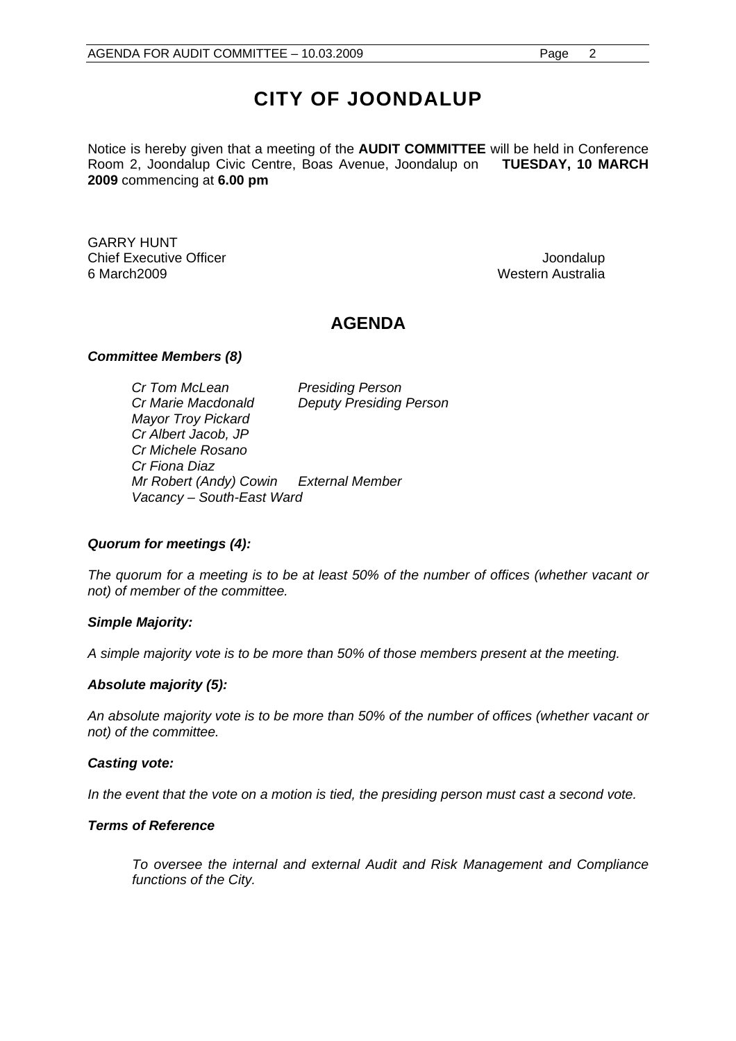# CITY OF JOONDALUP

Notice is hereby given that a meeting of the **AUDIT COMMITTEE** will be held in Conference Room 2, Joondalup Civic Centre, Boas Avenue, Joondalup on **TUESDAY, 10 MARCH 2009** commencing at **6.00 pm**

GARRY HUNT
Chief Executive Officer
6 March2009

Joondalup
Western Australia

## AGENDA

***Committee Members (8)***

| | |
|---|---|
| *Cr Tom McLean* | *Presiding Person* |
| *Cr Marie Macdonald* | *Deputy Presiding Person* |
| *Mayor Troy Pickard* | |
| *Cr Albert Jacob, JP* | |
| *Cr Michele Rosano* | |
| *Cr Fiona Diaz* | |
| *Mr Robert (Andy) Cowin* | *External Member* |
| *Vacancy – South-East Ward* | |

***Quorum for meetings (4):***

*The quorum for a meeting is to be at least 50% of the number of offices (whether vacant or not) of member of the committee.*

***Simple Majority:***

*A simple majority vote is to be more than 50% of those members present at the meeting.*

***Absolute majority (5):***

*An absolute majority vote is to be more than 50% of the number of offices (whether vacant or not) of the committee.*

***Casting vote:***

*In the event that the vote on a motion is tied, the presiding person must cast a second vote.*

***Terms of Reference***

*To oversee the internal and external Audit and Risk Management and Compliance functions of the City.*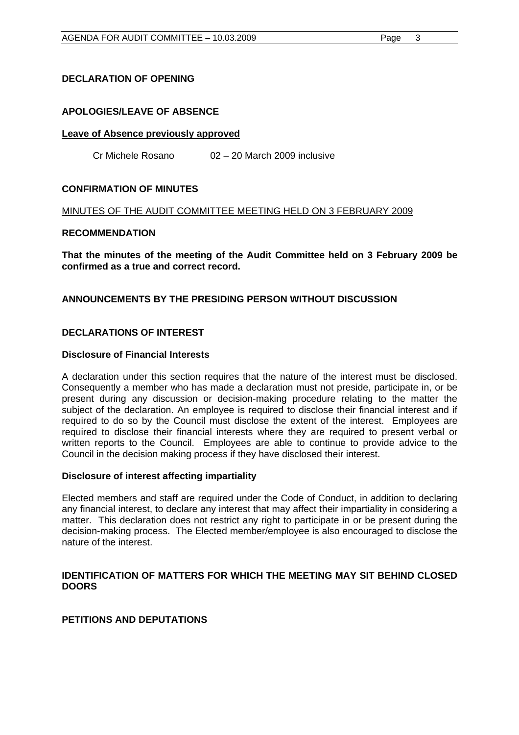**DECLARATION OF OPENING**

**APOLOGIES/LEAVE OF ABSENCE**

**Leave of Absence previously approved**

Cr Michele Rosano 02 – 20 March 2009 inclusive

**CONFIRMATION OF MINUTES**

MINUTES OF THE AUDIT COMMITTEE MEETING HELD ON 3 FEBRUARY 2009

**RECOMMENDATION**

**That the minutes of the meeting of the Audit Committee held on 3 February 2009 be confirmed as a true and correct record.**

**ANNOUNCEMENTS BY THE PRESIDING PERSON WITHOUT DISCUSSION**

**DECLARATIONS OF INTEREST**

**Disclosure of Financial Interests**

A declaration under this section requires that the nature of the interest must be disclosed. Consequently a member who has made a declaration must not preside, participate in, or be present during any discussion or decision-making procedure relating to the matter the subject of the declaration. An employee is required to disclose their financial interest and if required to do so by the Council must disclose the extent of the interest. Employees are required to disclose their financial interests where they are required to present verbal or written reports to the Council. Employees are able to continue to provide advice to the Council in the decision making process if they have disclosed their interest.

**Disclosure of interest affecting impartiality**

Elected members and staff are required under the Code of Conduct, in addition to declaring any financial interest, to declare any interest that may affect their impartiality in considering a matter. This declaration does not restrict any right to participate in or be present during the decision-making process. The Elected member/employee is also encouraged to disclose the nature of the interest.

**IDENTIFICATION OF MATTERS FOR WHICH THE MEETING MAY SIT BEHIND CLOSED DOORS**

**PETITIONS AND DEPUTATIONS**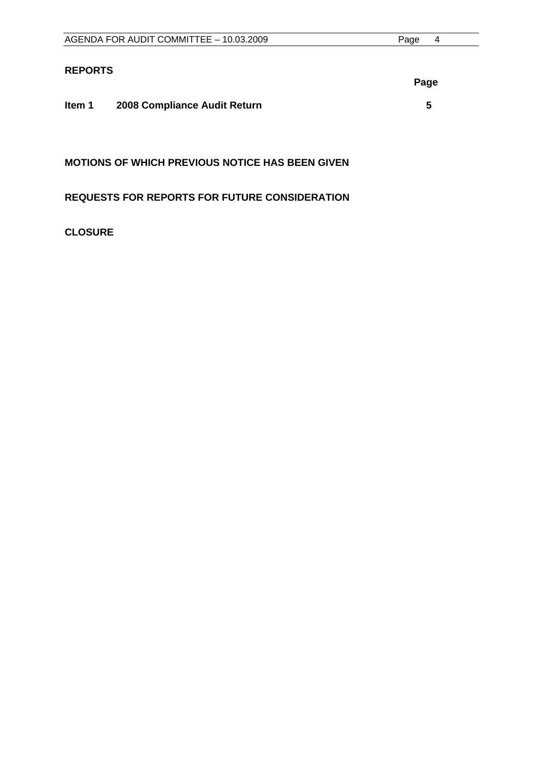## REPORTS

| | | Page |
|---|---|---|
| **Item 1** | **2008 Compliance Audit Return** | **5** |

## MOTIONS OF WHICH PREVIOUS NOTICE HAS BEEN GIVEN

## REQUESTS FOR REPORTS FOR FUTURE CONSIDERATION

## CLOSURE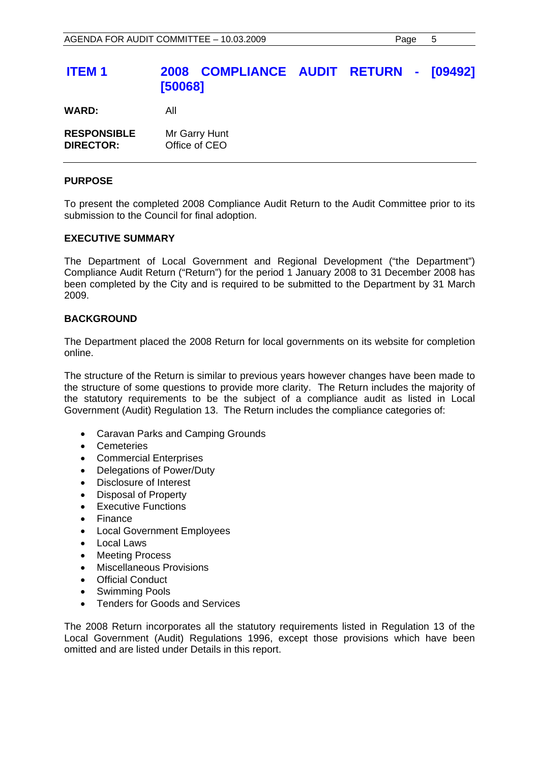## ITEM 1 2008 COMPLIANCE AUDIT RETURN - [09492] [50068]

**WARD:** All

**RESPONSIBLE DIRECTOR:** Mr Garry Hunt
Office of CEO

### PURPOSE

To present the completed 2008 Compliance Audit Return to the Audit Committee prior to its submission to the Council for final adoption.

### EXECUTIVE SUMMARY

The Department of Local Government and Regional Development ("the Department") Compliance Audit Return ("Return") for the period 1 January 2008 to 31 December 2008 has been completed by the City and is required to be submitted to the Department by 31 March 2009.

### BACKGROUND

The Department placed the 2008 Return for local governments on its website for completion online.

The structure of the Return is similar to previous years however changes have been made to the structure of some questions to provide more clarity. The Return includes the majority of the statutory requirements to be the subject of a compliance audit as listed in Local Government (Audit) Regulation 13. The Return includes the compliance categories of:

- Caravan Parks and Camping Grounds
- Cemeteries
- Commercial Enterprises
- Delegations of Power/Duty
- Disclosure of Interest
- Disposal of Property
- Executive Functions
- Finance
- Local Government Employees
- Local Laws
- Meeting Process
- Miscellaneous Provisions
- Official Conduct
- Swimming Pools
- Tenders for Goods and Services

The 2008 Return incorporates all the statutory requirements listed in Regulation 13 of the Local Government (Audit) Regulations 1996, except those provisions which have been omitted and are listed under Details in this report.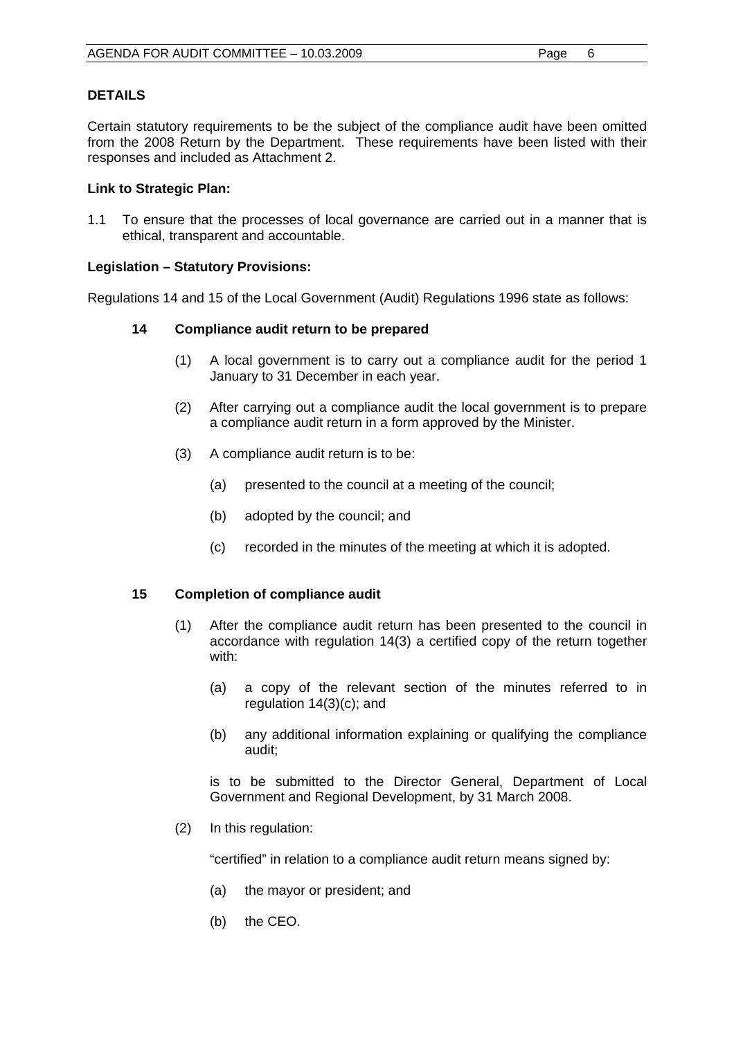## DETAILS

Certain statutory requirements to be the subject of the compliance audit have been omitted from the 2008 Return by the Department. These requirements have been listed with their responses and included as Attachment 2.

**Link to Strategic Plan:**

1.1 To ensure that the processes of local governance are carried out in a manner that is ethical, transparent and accountable.

**Legislation – Statutory Provisions:**

Regulations 14 and 15 of the Local Government (Audit) Regulations 1996 state as follows:

**14 Compliance audit return to be prepared**

(1) A local government is to carry out a compliance audit for the period 1 January to 31 December in each year.

(2) After carrying out a compliance audit the local government is to prepare a compliance audit return in a form approved by the Minister.

(3) A compliance audit return is to be:

(a) presented to the council at a meeting of the council;

(b) adopted by the council; and

(c) recorded in the minutes of the meeting at which it is adopted.

**15 Completion of compliance audit**

(1) After the compliance audit return has been presented to the council in accordance with regulation 14(3) a certified copy of the return together with:

(a) a copy of the relevant section of the minutes referred to in regulation 14(3)(c); and

(b) any additional information explaining or qualifying the compliance audit;

is to be submitted to the Director General, Department of Local Government and Regional Development, by 31 March 2008.

(2) In this regulation:

"certified" in relation to a compliance audit return means signed by:

(a) the mayor or president; and

(b) the CEO.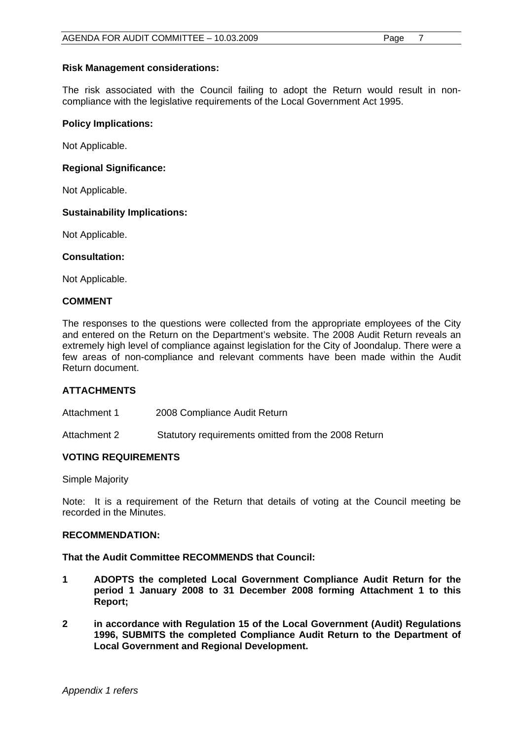**Risk Management considerations:**

The risk associated with the Council failing to adopt the Return would result in non-compliance with the legislative requirements of the Local Government Act 1995.

**Policy Implications:**

Not Applicable.

**Regional Significance:**

Not Applicable.

**Sustainability Implications:**

Not Applicable.

**Consultation:**

Not Applicable.

## COMMENT

The responses to the questions were collected from the appropriate employees of the City and entered on the Return on the Department's website. The 2008 Audit Return reveals an extremely high level of compliance against legislation for the City of Joondalup. There were a few areas of non-compliance and relevant comments have been made within the Audit Return document.

## ATTACHMENTS

Attachment 1 2008 Compliance Audit Return

Attachment 2 Statutory requirements omitted from the 2008 Return

## VOTING REQUIREMENTS

Simple Majority

Note: It is a requirement of the Return that details of voting at the Council meeting be recorded in the Minutes.

**RECOMMENDATION:**

**That the Audit Committee RECOMMENDS that Council:**

**1 ADOPTS the completed Local Government Compliance Audit Return for the period 1 January 2008 to 31 December 2008 forming Attachment 1 to this Report;**

**2 in accordance with Regulation 15 of the Local Government (Audit) Regulations 1996, SUBMITS the completed Compliance Audit Return to the Department of Local Government and Regional Development.**

*Appendix 1 refers*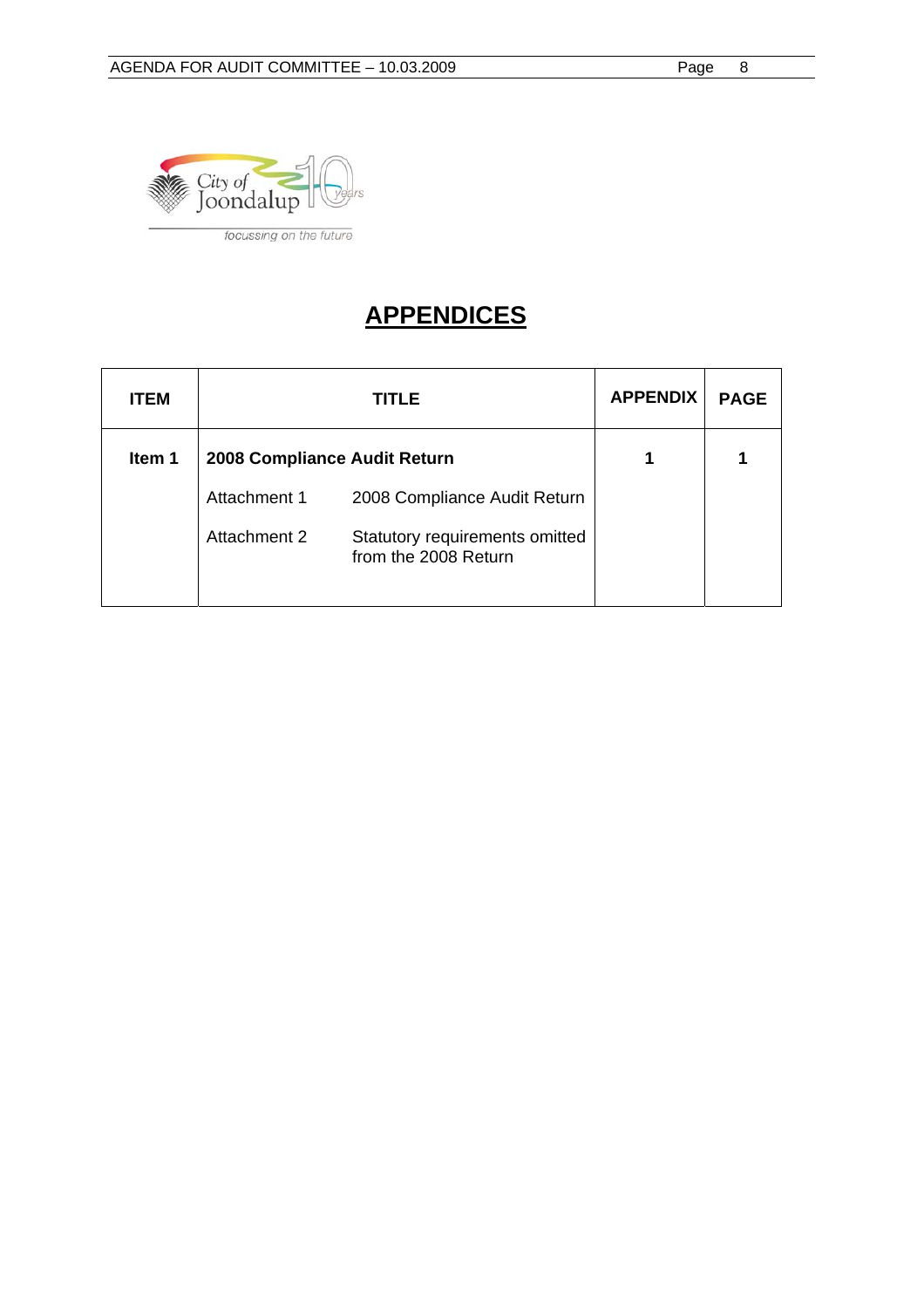# APPENDICES

| ITEM | TITLE | | APPENDIX | PAGE |
|---|---|---|---|---|
| Item 1 | **2008 Compliance Audit Return** | | 1 | 1 |
| | Attachment 1 | 2008 Compliance Audit Return | | |
| | Attachment 2 | Statutory requirements omitted from the 2008 Return | | |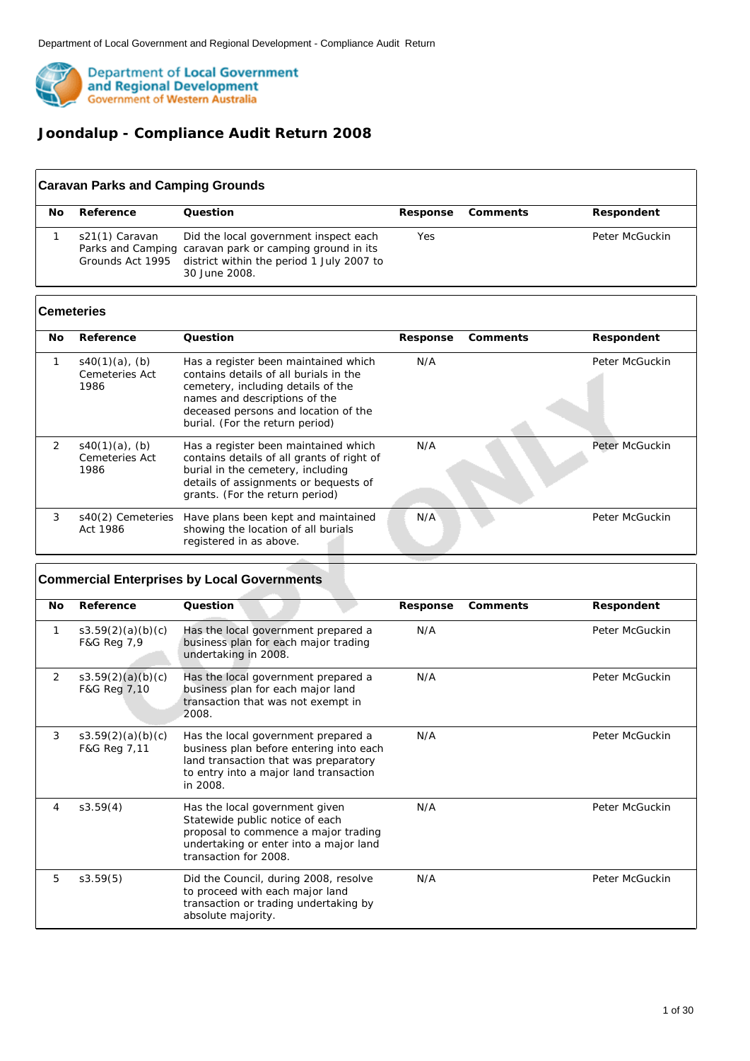Department of Local Government and Regional Development - Compliance Audit Return

Department of Local Government and Regional Development
Government of Western Australia

# Joondalup - Compliance Audit Return 2008

## Caravan Parks and Camping Grounds

| No | Reference | Question | Response | Comments | Respondent |
|---|---|---|---|---|---|
| 1 | s21(1) Caravan Parks and Camping Grounds Act 1995 | Did the local government inspect each caravan park or camping ground in its district within the period 1 July 2007 to 30 June 2008. | Yes | | Peter McGuckin |

## Cemeteries

| No | Reference | Question | Response | Comments | Respondent |
|---|---|---|---|---|---|
| 1 | s40(1)(a), (b) Cemeteries Act 1986 | Has a register been maintained which contains details of all burials in the cemetery, including details of the names and descriptions of the deceased persons and location of the burial. (For the return period) | N/A | | Peter McGuckin |
| 2 | s40(1)(a), (b) Cemeteries Act 1986 | Has a register been maintained which contains details of all grants of right of burial in the cemetery, including details of assignments or bequests of grants. (For the return period) | N/A | | Peter McGuckin |
| 3 | s40(2) Cemeteries Act 1986 | Have plans been kept and maintained showing the location of all burials registered in as above. | N/A | | Peter McGuckin |

## Commercial Enterprises by Local Governments

| No | Reference | Question | Response | Comments | Respondent |
|---|---|---|---|---|---|
| 1 | s3.59(2)(a)(b)(c) F&G Reg 7,9 | Has the local government prepared a business plan for each major trading undertaking in 2008. | N/A | | Peter McGuckin |
| 2 | s3.59(2)(a)(b)(c) F&G Reg 7,10 | Has the local government prepared a business plan for each major land transaction that was not exempt in 2008. | N/A | | Peter McGuckin |
| 3 | s3.59(2)(a)(b)(c) F&G Reg 7,11 | Has the local government prepared a business plan before entering into each land transaction that was preparatory to entry into a major land transaction in 2008. | N/A | | Peter McGuckin |
| 4 | s3.59(4) | Has the local government given Statewide public notice of each proposal to commence a major trading undertaking or enter into a major land transaction for 2008. | N/A | | Peter McGuckin |
| 5 | s3.59(5) | Did the Council, during 2008, resolve to proceed with each major land transaction or trading undertaking by absolute majority. | N/A | | Peter McGuckin |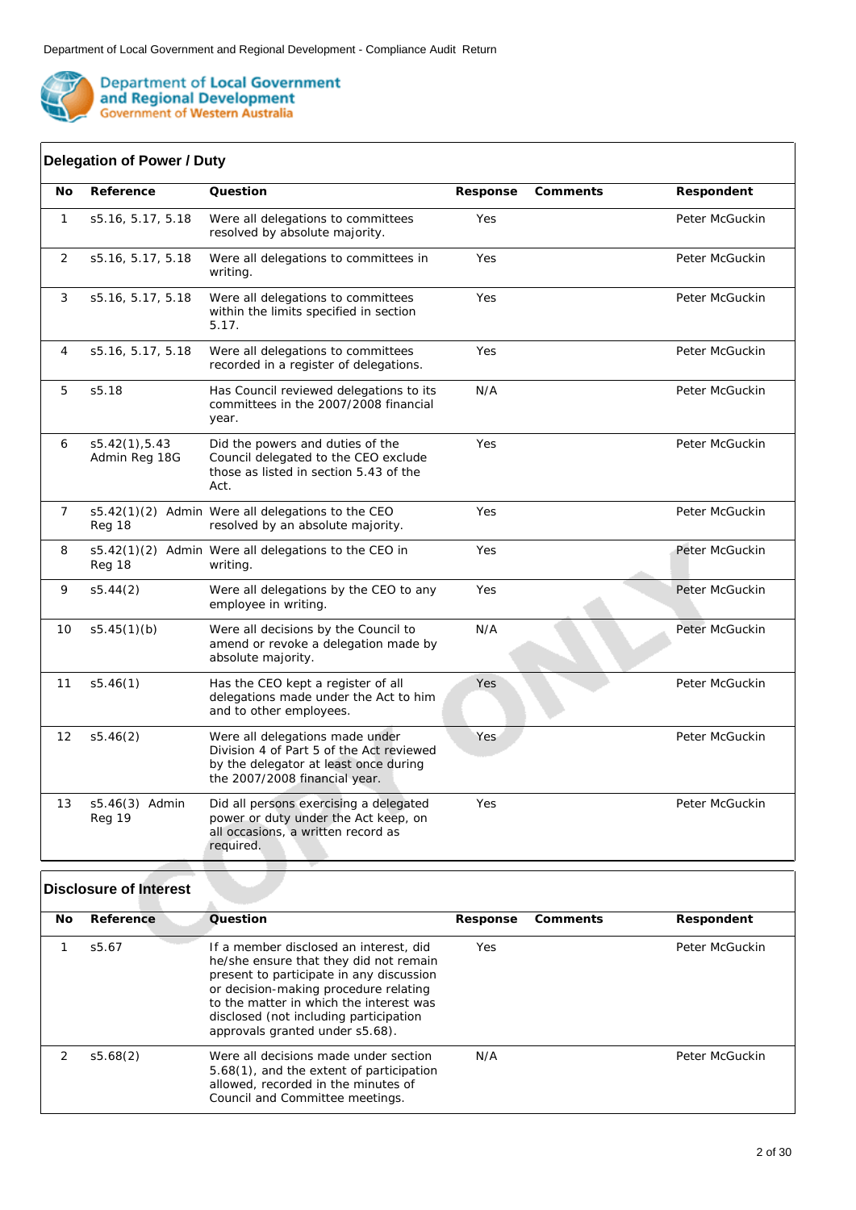## Delegation of Power / Duty

| No | Reference | Question | Response | Comments | Respondent |
|---|---|---|---|---|---|
| 1 | s5.16, 5.17, 5.18 | Were all delegations to committees resolved by absolute majority. | Yes | | Peter McGuckin |
| 2 | s5.16, 5.17, 5.18 | Were all delegations to committees in writing. | Yes | | Peter McGuckin |
| 3 | s5.16, 5.17, 5.18 | Were all delegations to committees within the limits specified in section 5.17. | Yes | | Peter McGuckin |
| 4 | s5.16, 5.17, 5.18 | Were all delegations to committees recorded in a register of delegations. | Yes | | Peter McGuckin |
| 5 | s5.18 | Has Council reviewed delegations to its committees in the 2007/2008 financial year. | N/A | | Peter McGuckin |
| 6 | s5.42(1),5.43 Admin Reg 18G | Did the powers and duties of the Council delegated to the CEO exclude those as listed in section 5.43 of the Act. | Yes | | Peter McGuckin |
| 7 | s5.42(1)(2) Admin Reg 18 | Were all delegations to the CEO resolved by an absolute majority. | Yes | | Peter McGuckin |
| 8 | s5.42(1)(2) Admin Reg 18 | Were all delegations to the CEO in writing. | Yes | | Peter McGuckin |
| 9 | s5.44(2) | Were all delegations by the CEO to any employee in writing. | Yes | | Peter McGuckin |
| 10 | s5.45(1)(b) | Were all decisions by the Council to amend or revoke a delegation made by absolute majority. | N/A | | Peter McGuckin |
| 11 | s5.46(1) | Has the CEO kept a register of all delegations made under the Act to him and to other employees. | Yes | | Peter McGuckin |
| 12 | s5.46(2) | Were all delegations made under Division 4 of Part 5 of the Act reviewed by the delegator at least once during the 2007/2008 financial year. | Yes | | Peter McGuckin |
| 13 | s5.46(3) Admin Reg 19 | Did all persons exercising a delegated power or duty under the Act keep, on all occasions, a written record as required. | Yes | | Peter McGuckin |

## Disclosure of Interest

| No | Reference | Question | Response | Comments | Respondent |
|---|---|---|---|---|---|
| 1 | s5.67 | If a member disclosed an interest, did he/she ensure that they did not remain present to participate in any discussion or decision-making procedure relating to the matter in which the interest was disclosed (not including participation approvals granted under s5.68). | Yes | | Peter McGuckin |
| 2 | s5.68(2) | Were all decisions made under section 5.68(1), and the extent of participation allowed, recorded in the minutes of Council and Committee meetings. | N/A | | Peter McGuckin |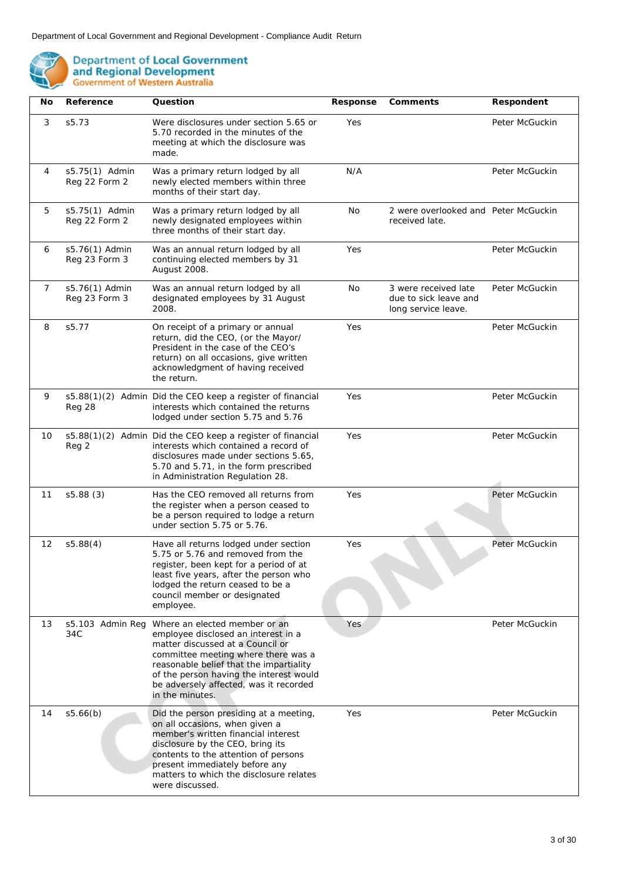| No | Reference | Question | Response | Comments | Respondent |
|---|---|---|---|---|---|
| 3 | s5.73 | Were disclosures under section 5.65 or 5.70 recorded in the minutes of the meeting at which the disclosure was made. | Yes | | Peter McGuckin |
| 4 | s5.75(1) Admin Reg 22 Form 2 | Was a primary return lodged by all newly elected members within three months of their start day. | N/A | | Peter McGuckin |
| 5 | s5.75(1) Admin Reg 22 Form 2 | Was a primary return lodged by all newly designated employees within three months of their start day. | No | 2 were overlooked and received late. | Peter McGuckin |
| 6 | s5.76(1) Admin Reg 23 Form 3 | Was an annual return lodged by all continuing elected members by 31 August 2008. | Yes | | Peter McGuckin |
| 7 | s5.76(1) Admin Reg 23 Form 3 | Was an annual return lodged by all designated employees by 31 August 2008. | No | 3 were received late due to sick leave and long service leave. | Peter McGuckin |
| 8 | s5.77 | On receipt of a primary or annual return, did the CEO, (or the Mayor/ President in the case of the CEO's return) on all occasions, give written acknowledgment of having received the return. | Yes | | Peter McGuckin |
| 9 | s5.88(1)(2) Admin Reg 28 | Did the CEO keep a register of financial interests which contained the returns lodged under section 5.75 and 5.76 | Yes | | Peter McGuckin |
| 10 | s5.88(1)(2) Admin Reg 2 | Did the CEO keep a register of financial interests which contained a record of disclosures made under sections 5.65, 5.70 and 5.71, in the form prescribed in Administration Regulation 28. | Yes | | Peter McGuckin |
| 11 | s5.88 (3) | Has the CEO removed all returns from the register when a person ceased to be a person required to lodge a return under section 5.75 or 5.76. | Yes | | Peter McGuckin |
| 12 | s5.88(4) | Have all returns lodged under section 5.75 or 5.76 and removed from the register, been kept for a period of at least five years, after the person who lodged the return ceased to be a council member or designated employee. | Yes | | Peter McGuckin |
| 13 | s5.103 Admin Reg 34C | Where an elected member or an employee disclosed an interest in a matter discussed at a Council or committee meeting where there was a reasonable belief that the impartiality of the person having the interest would be adversely affected, was it recorded in the minutes. | Yes | | Peter McGuckin |
| 14 | s5.66(b) | Did the person presiding at a meeting, on all occasions, when given a member's written financial interest disclosure by the CEO, bring its contents to the attention of persons present immediately before any matters to which the disclosure relates were discussed. | Yes | | Peter McGuckin |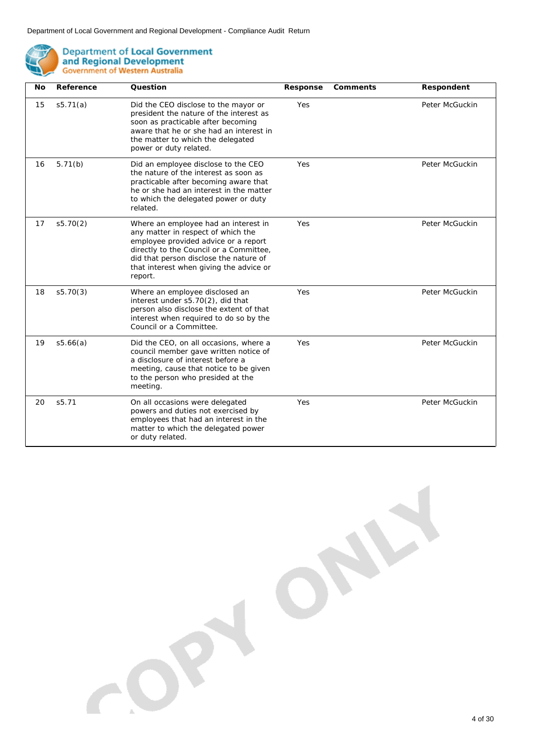| No | Reference | Question | Response | Comments | Respondent |
|---|---|---|---|---|---|
| 15 | s5.71(a) | Did the CEO disclose to the mayor or president the nature of the interest as soon as practicable after becoming aware that he or she had an interest in the matter to which the delegated power or duty related. | Yes | | Peter McGuckin |
| 16 | 5.71(b) | Did an employee disclose to the CEO the nature of the interest as soon as practicable after becoming aware that he or she had an interest in the matter to which the delegated power or duty related. | Yes | | Peter McGuckin |
| 17 | s5.70(2) | Where an employee had an interest in any matter in respect of which the employee provided advice or a report directly to the Council or a Committee, did that person disclose the nature of that interest when giving the advice or report. | Yes | | Peter McGuckin |
| 18 | s5.70(3) | Where an employee disclosed an interest under s5.70(2), did that person also disclose the extent of that interest when required to do so by the Council or a Committee. | Yes | | Peter McGuckin |
| 19 | s5.66(a) | Did the CEO, on all occasions, where a council member gave written notice of a disclosure of interest before a meeting, cause that notice to be given to the person who presided at the meeting. | Yes | | Peter McGuckin |
| 20 | s5.71 | On all occasions were delegated powers and duties not exercised by employees that had an interest in the matter to which the delegated power or duty related. | Yes | | Peter McGuckin |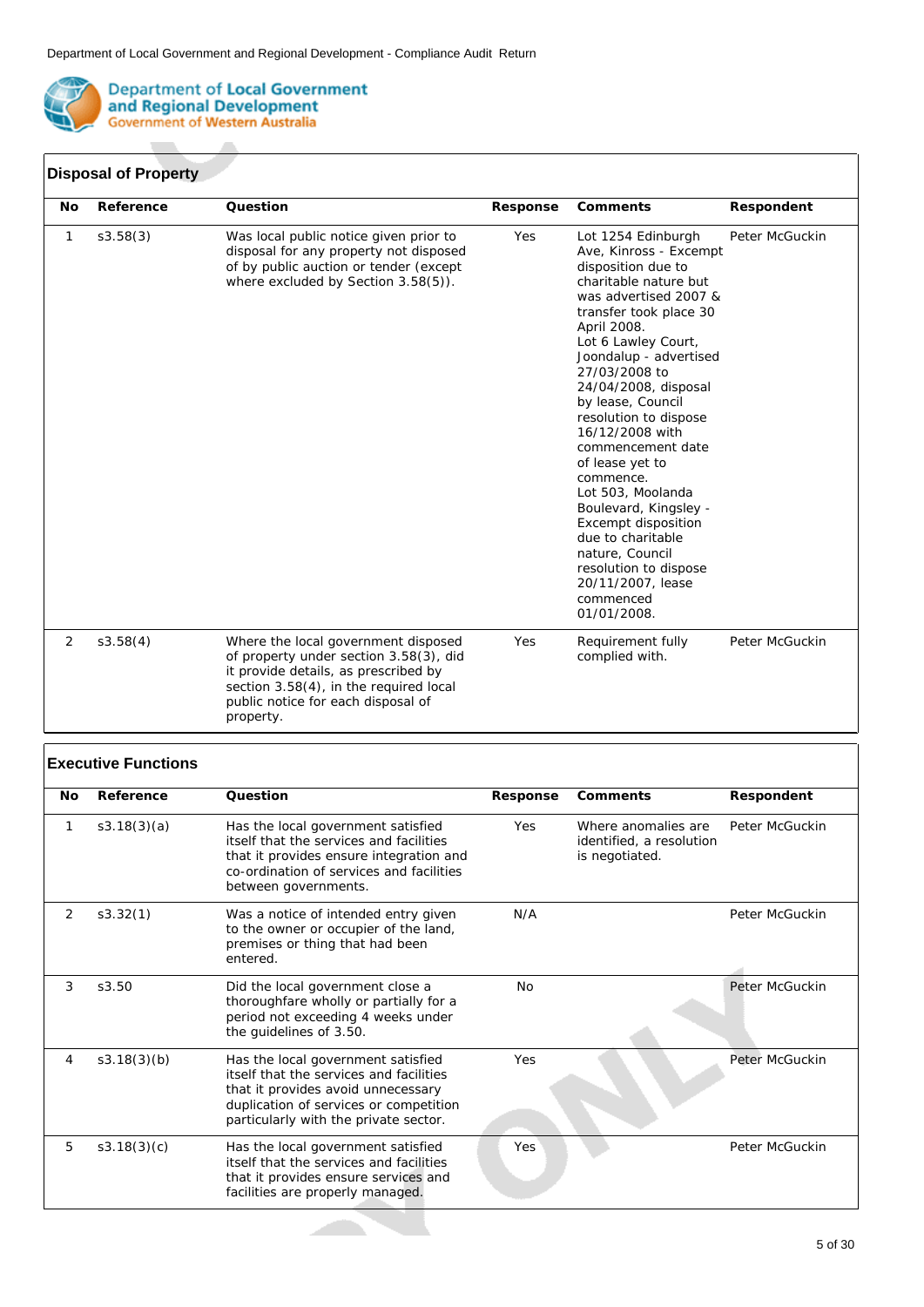## Disposal of Property

| No | Reference | Question | Response | Comments | Respondent |
|---|---|---|---|---|---|
| 1 | s3.58(3) | Was local public notice given prior to disposal for any property not disposed of by public auction or tender (except where excluded by Section 3.58(5)). | Yes | Lot 1254 Edinburgh Ave, Kinross - Excempt disposition due to charitable nature but was advertised 2007 & transfer took place 30 April 2008. Lot 6 Lawley Court, Joondalup - advertised 27/03/2008 to 24/04/2008, disposal by lease, Council resolution to dispose 16/12/2008 with commencement date of lease yet to commence. Lot 503, Moolanda Boulevard, Kingsley - Excempt disposition due to charitable nature, Council resolution to dispose 20/11/2007, lease commenced 01/01/2008. | Peter McGuckin |
| 2 | s3.58(4) | Where the local government disposed of property under section 3.58(3), did it provide details, as prescribed by section 3.58(4), in the required local public notice for each disposal of property. | Yes | Requirement fully complied with. | Peter McGuckin |

## Executive Functions

| No | Reference | Question | Response | Comments | Respondent |
|---|---|---|---|---|---|
| 1 | s3.18(3)(a) | Has the local government satisfied itself that the services and facilities that it provides ensure integration and co-ordination of services and facilities between governments. | Yes | Where anomalies are identified, a resolution is negotiated. | Peter McGuckin |
| 2 | s3.32(1) | Was a notice of intended entry given to the owner or occupier of the land, premises or thing that had been entered. | N/A | | Peter McGuckin |
| 3 | s3.50 | Did the local government close a thoroughfare wholly or partially for a period not exceeding 4 weeks under the guidelines of 3.50. | No | | Peter McGuckin |
| 4 | s3.18(3)(b) | Has the local government satisfied itself that the services and facilities that it provides avoid unnecessary duplication of services or competition particularly with the private sector. | Yes | | Peter McGuckin |
| 5 | s3.18(3)(c) | Has the local government satisfied itself that the services and facilities that it provides ensure services and facilities are properly managed. | Yes | | Peter McGuckin |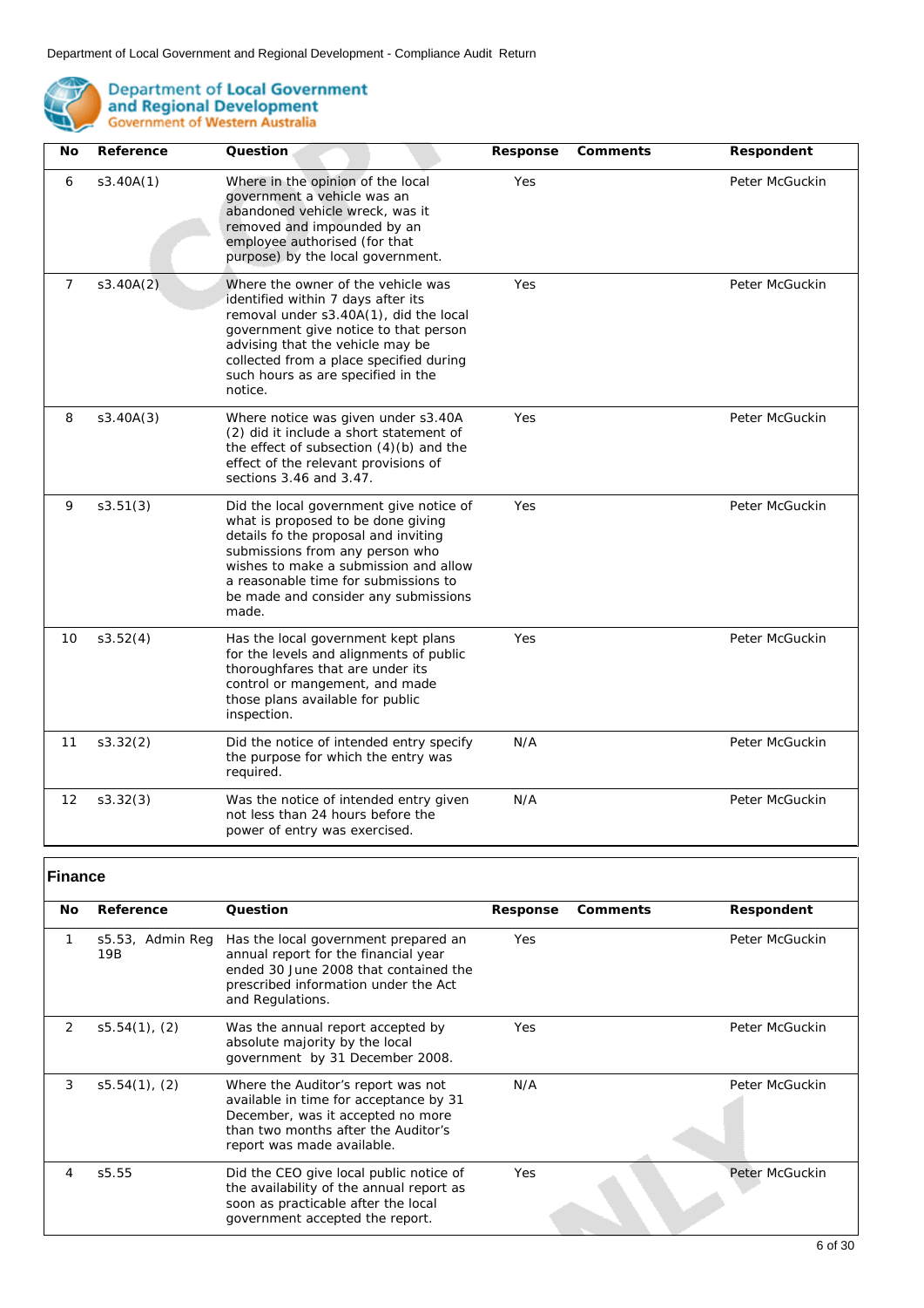| No | Reference | Question | Response | Comments | Respondent |
|---|---|---|---|---|---|
| 6 | s3.40A(1) | Where in the opinion of the local government a vehicle was an abandoned vehicle wreck, was it removed and impounded by an employee authorised (for that purpose) by the local government. | Yes | | Peter McGuckin |
| 7 | s3.40A(2) | Where the owner of the vehicle was identified within 7 days after its removal under s3.40A(1), did the local government give notice to that person advising that the vehicle may be collected from a place specified during such hours as are specified in the notice. | Yes | | Peter McGuckin |
| 8 | s3.40A(3) | Where notice was given under s3.40A (2) did it include a short statement of the effect of subsection (4)(b) and the effect of the relevant provisions of sections 3.46 and 3.47. | Yes | | Peter McGuckin |
| 9 | s3.51(3) | Did the local government give notice of what is proposed to be done giving details fo the proposal and inviting submissions from any person who wishes to make a submission and allow a reasonable time for submissions to be made and consider any submissions made. | Yes | | Peter McGuckin |
| 10 | s3.52(4) | Has the local government kept plans for the levels and alignments of public thoroughfares that are under its control or mangement, and made those plans available for public inspection. | Yes | | Peter McGuckin |
| 11 | s3.32(2) | Did the notice of intended entry specify the purpose for which the entry was required. | N/A | | Peter McGuckin |
| 12 | s3.32(3) | Was the notice of intended entry given not less than 24 hours before the power of entry was exercised. | N/A | | Peter McGuckin |

## Finance

| No | Reference | Question | Response | Comments | Respondent |
|---|---|---|---|---|---|
| 1 | s5.53, Admin Reg 19B | Has the local government prepared an annual report for the financial year ended 30 June 2008 that contained the prescribed information under the Act and Regulations. | Yes | | Peter McGuckin |
| 2 | s5.54(1), (2) | Was the annual report accepted by absolute majority by the local government by 31 December 2008. | Yes | | Peter McGuckin |
| 3 | s5.54(1), (2) | Where the Auditor's report was not available in time for acceptance by 31 December, was it accepted no more than two months after the Auditor's report was made available. | N/A | | Peter McGuckin |
| 4 | s5.55 | Did the CEO give local public notice of the availability of the annual report as soon as practicable after the local government accepted the report. | Yes | | Peter McGuckin |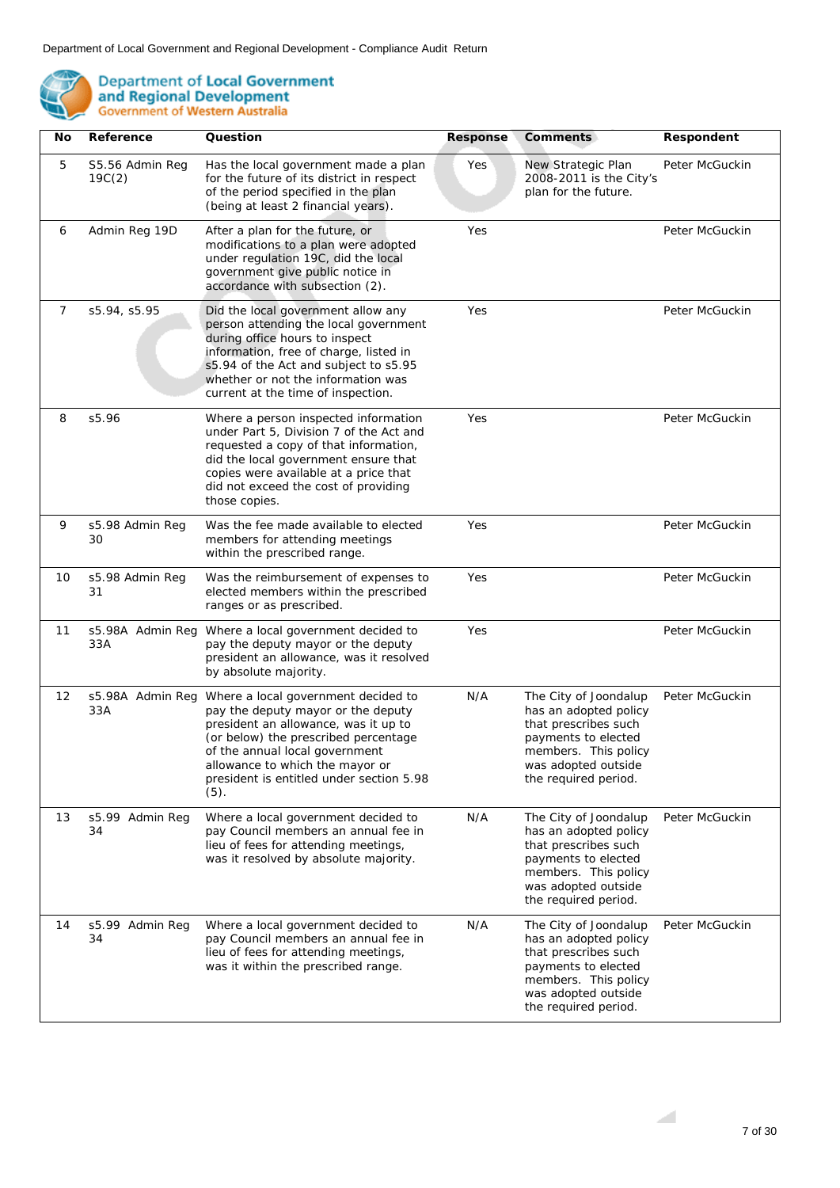| No | Reference | Question | Response | Comments | Respondent |
|---|---|---|---|---|---|
| 5 | S5.56 Admin Reg 19C(2) | Has the local government made a plan for the future of its district in respect of the period specified in the plan (being at least 2 financial years). | Yes | New Strategic Plan 2008-2011 is the City's plan for the future. | Peter McGuckin |
| 6 | Admin Reg 19D | After a plan for the future, or modifications to a plan were adopted under regulation 19C, did the local government give public notice in accordance with subsection (2). | Yes | | Peter McGuckin |
| 7 | s5.94, s5.95 | Did the local government allow any person attending the local government during office hours to inspect information, free of charge, listed in s5.94 of the Act and subject to s5.95 whether or not the information was current at the time of inspection. | Yes | | Peter McGuckin |
| 8 | s5.96 | Where a person inspected information under Part 5, Division 7 of the Act and requested a copy of that information, did the local government ensure that copies were available at a price that did not exceed the cost of providing those copies. | Yes | | Peter McGuckin |
| 9 | s5.98 Admin Reg 30 | Was the fee made available to elected members for attending meetings within the prescribed range. | Yes | | Peter McGuckin |
| 10 | s5.98 Admin Reg 31 | Was the reimbursement of expenses to elected members within the prescribed ranges or as prescribed. | Yes | | Peter McGuckin |
| 11 | s5.98A Admin Reg 33A | Where a local government decided to pay the deputy mayor or the deputy president an allowance, was it resolved by absolute majority. | Yes | | Peter McGuckin |
| 12 | s5.98A Admin Reg 33A | Where a local government decided to pay the deputy mayor or the deputy president an allowance, was it up to (or below) the prescribed percentage of the annual local government allowance to which the mayor or president is entitled under section 5.98 (5). | N/A | The City of Joondalup has an adopted policy that prescribes such payments to elected members. This policy was adopted outside the required period. | Peter McGuckin |
| 13 | s5.99 Admin Reg 34 | Where a local government decided to pay Council members an annual fee in lieu of fees for attending meetings, was it resolved by absolute majority. | N/A | The City of Joondalup has an adopted policy that prescribes such payments to elected members. This policy was adopted outside the required period. | Peter McGuckin |
| 14 | s5.99 Admin Reg 34 | Where a local government decided to pay Council members an annual fee in lieu of fees for attending meetings, was it within the prescribed range. | N/A | The City of Joondalup has an adopted policy that prescribes such payments to elected members. This policy was adopted outside the required period. | Peter McGuckin |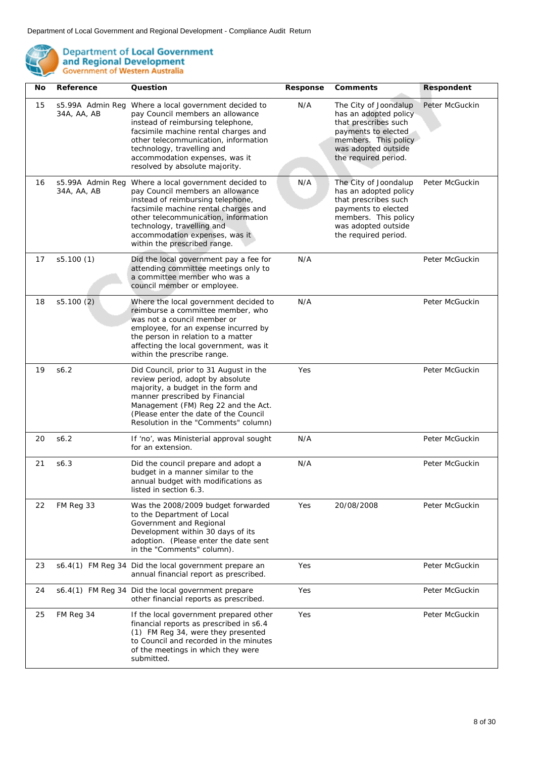| No | Reference | Question | Response | Comments | Respondent |
|---|---|---|---|---|---|
| 15 | s5.99A Admin Reg 34A, AA, AB | Where a local government decided to pay Council members an allowance instead of reimbursing telephone, facsimile machine rental charges and other telecommunication, information technology, travelling and accommodation expenses, was it resolved by absolute majority. | N/A | The City of Joondalup has an adopted policy that prescribes such payments to elected members. This policy was adopted outside the required period. | Peter McGuckin |
| 16 | s5.99A Admin Reg 34A, AA, AB | Where a local government decided to pay Council members an allowance instead of reimbursing telephone, facsimile machine rental charges and other telecommunication, information technology, travelling and accommodation expenses, was it within the prescribed range. | N/A | The City of Joondalup has an adopted policy that prescribes such payments to elected members. This policy was adopted outside the required period. | Peter McGuckin |
| 17 | s5.100 (1) | Did the local government pay a fee for attending committee meetings only to a committee member who was a council member or employee. | N/A | | Peter McGuckin |
| 18 | s5.100 (2) | Where the local government decided to reimburse a committee member, who was not a council member or employee, for an expense incurred by the person in relation to a matter affecting the local government, was it within the prescribe range. | N/A | | Peter McGuckin |
| 19 | s6.2 | Did Council, prior to 31 August in the review period, adopt by absolute majority, a budget in the form and manner prescribed by Financial Management (FM) Reg 22 and the Act. (Please enter the date of the Council Resolution in the "Comments" column) | Yes | | Peter McGuckin |
| 20 | s6.2 | If 'no', was Ministerial approval sought for an extension. | N/A | | Peter McGuckin |
| 21 | s6.3 | Did the council prepare and adopt a budget in a manner similar to the annual budget with modifications as listed in section 6.3. | N/A | | Peter McGuckin |
| 22 | FM Reg 33 | Was the 2008/2009 budget forwarded to the Department of Local Government and Regional Development within 30 days of its adoption. (Please enter the date sent in the "Comments" column). | Yes | 20/08/2008 | Peter McGuckin |
| 23 | s6.4(1) FM Reg 34 | Did the local government prepare an annual financial report as prescribed. | Yes | | Peter McGuckin |
| 24 | s6.4(1) FM Reg 34 | Did the local government prepare other financial reports as prescribed. | Yes | | Peter McGuckin |
| 25 | FM Reg 34 | If the local government prepared other financial reports as prescribed in s6.4 (1) FM Reg 34, were they presented to Council and recorded in the minutes of the meetings in which they were submitted. | Yes | | Peter McGuckin |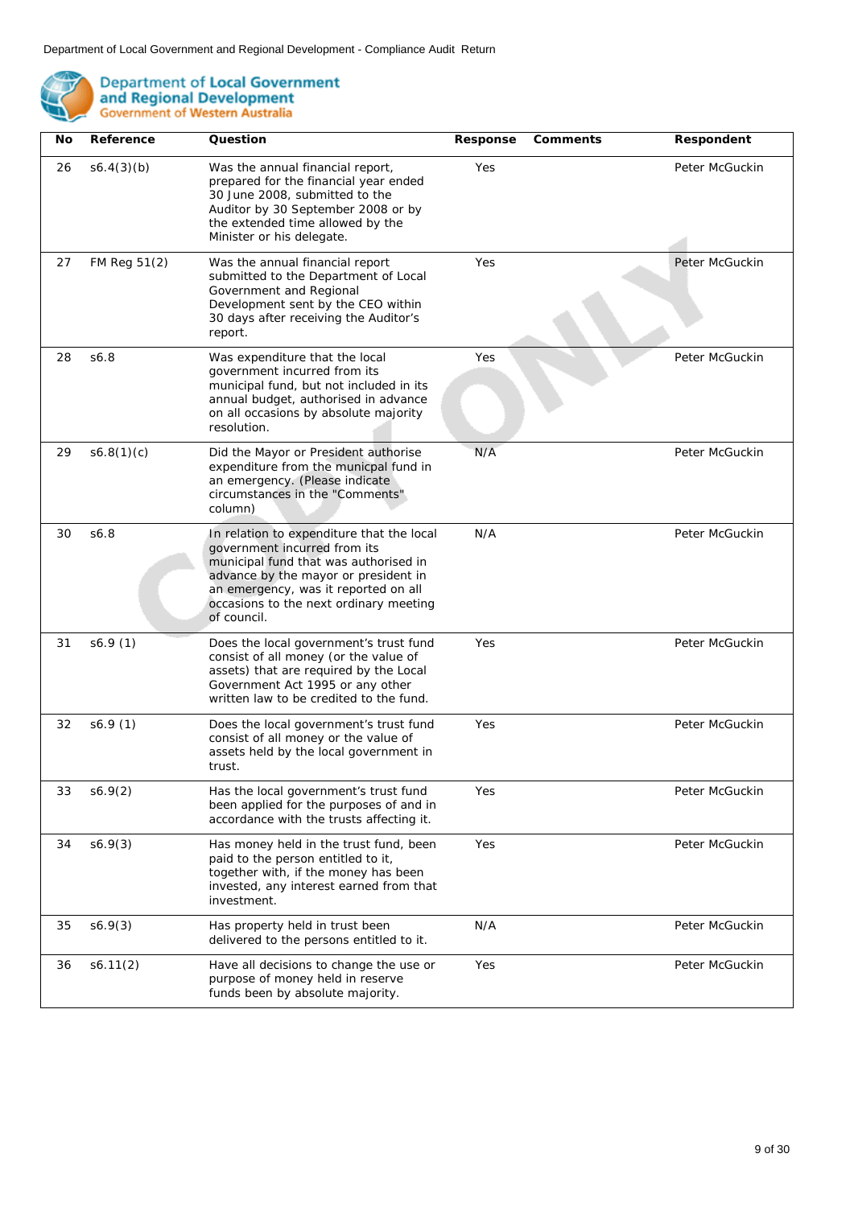Department of Local Government and Regional Development - Compliance Audit Return

Department of Local Government and Regional Development
Government of Western Australia

| No | Reference | Question | Response | Comments | Respondent |
|---|---|---|---|---|---|
| 26 | s6.4(3)(b) | Was the annual financial report, prepared for the financial year ended 30 June 2008, submitted to the Auditor by 30 September 2008 or by the extended time allowed by the Minister or his delegate. | Yes | | Peter McGuckin |
| 27 | FM Reg 51(2) | Was the annual financial report submitted to the Department of Local Government and Regional Development sent by the CEO within 30 days after receiving the Auditor's report. | Yes | | Peter McGuckin |
| 28 | s6.8 | Was expenditure that the local government incurred from its municipal fund, but not included in its annual budget, authorised in advance on all occasions by absolute majority resolution. | Yes | | Peter McGuckin |
| 29 | s6.8(1)(c) | Did the Mayor or President authorise expenditure from the municpal fund in an emergency. (Please indicate circumstances in the "Comments" column) | N/A | | Peter McGuckin |
| 30 | s6.8 | In relation to expenditure that the local government incurred from its municipal fund that was authorised in advance by the mayor or president in an emergency, was it reported on all occasions to the next ordinary meeting of council. | N/A | | Peter McGuckin |
| 31 | s6.9 (1) | Does the local government's trust fund consist of all money (or the value of assets) that are required by the Local Government Act 1995 or any other written law to be credited to the fund. | Yes | | Peter McGuckin |
| 32 | s6.9 (1) | Does the local government's trust fund consist of all money or the value of assets held by the local government in trust. | Yes | | Peter McGuckin |
| 33 | s6.9(2) | Has the local government's trust fund been applied for the purposes of and in accordance with the trusts affecting it. | Yes | | Peter McGuckin |
| 34 | s6.9(3) | Has money held in the trust fund, been paid to the person entitled to it, together with, if the money has been invested, any interest earned from that investment. | Yes | | Peter McGuckin |
| 35 | s6.9(3) | Has property held in trust been delivered to the persons entitled to it. | N/A | | Peter McGuckin |
| 36 | s6.11(2) | Have all decisions to change the use or purpose of money held in reserve funds been by absolute majority. | Yes | | Peter McGuckin |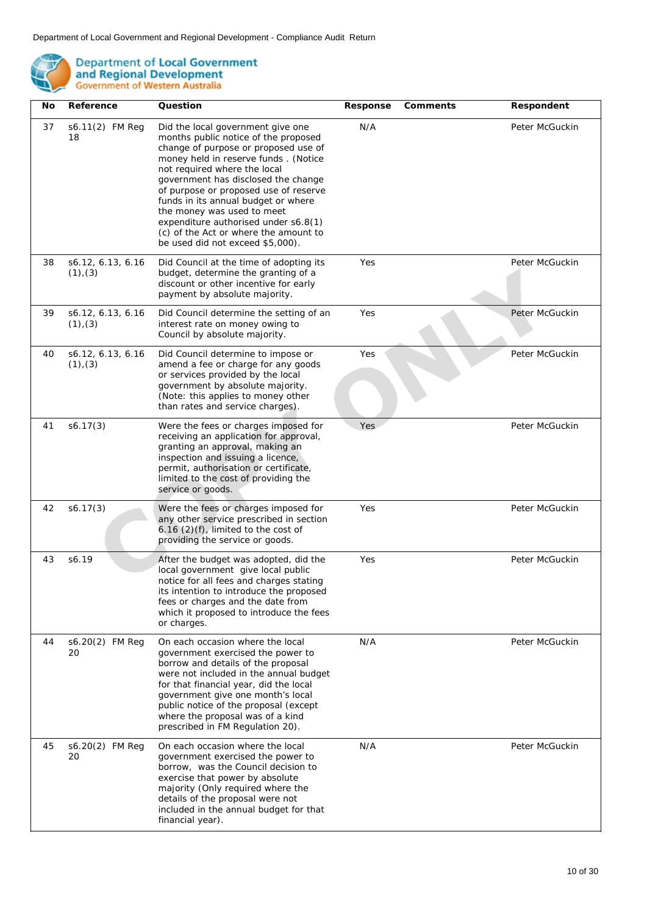Department of Local Government and Regional Development - Compliance Audit Return

Department of Local Government and Regional Development
Government of Western Australia

| No | Reference | Question | Response | Comments | Respondent |
|---|---|---|---|---|---|
| 37 | s6.11(2) FM Reg 18 | Did the local government give one months public notice of the proposed change of purpose or proposed use of money held in reserve funds . (Notice not required where the local government has disclosed the change of purpose or proposed use of reserve funds in its annual budget or where the money was used to meet expenditure authorised under s6.8(1)(c) of the Act or where the amount to be used did not exceed $5,000). | N/A | | Peter McGuckin |
| 38 | s6.12, 6.13, 6.16 (1),(3) | Did Council at the time of adopting its budget, determine the granting of a discount or other incentive for early payment by absolute majority. | Yes | | Peter McGuckin |
| 39 | s6.12, 6.13, 6.16 (1),(3) | Did Council determine the setting of an interest rate on money owing to Council by absolute majority. | Yes | | Peter McGuckin |
| 40 | s6.12, 6.13, 6.16 (1),(3) | Did Council determine to impose or amend a fee or charge for any goods or services provided by the local government by absolute majority. (Note: this applies to money other than rates and service charges). | Yes | | Peter McGuckin |
| 41 | s6.17(3) | Were the fees or charges imposed for receiving an application for approval, granting an approval, making an inspection and issuing a licence, permit, authorisation or certificate, limited to the cost of providing the service or goods. | Yes | | Peter McGuckin |
| 42 | s6.17(3) | Were the fees or charges imposed for any other service prescribed in section 6.16 (2)(f), limited to the cost of providing the service or goods. | Yes | | Peter McGuckin |
| 43 | s6.19 | After the budget was adopted, did the local government give local public notice for all fees and charges stating its intention to introduce the proposed fees or charges and the date from which it proposed to introduce the fees or charges. | Yes | | Peter McGuckin |
| 44 | s6.20(2) FM Reg 20 | On each occasion where the local government exercised the power to borrow and details of the proposal were not included in the annual budget for that financial year, did the local government give one month's local public notice of the proposal (except where the proposal was of a kind prescribed in FM Regulation 20). | N/A | | Peter McGuckin |
| 45 | s6.20(2) FM Reg 20 | On each occasion where the local government exercised the power to borrow, was the Council decision to exercise that power by absolute majority (Only required where the details of the proposal were not included in the annual budget for that financial year). | N/A | | Peter McGuckin |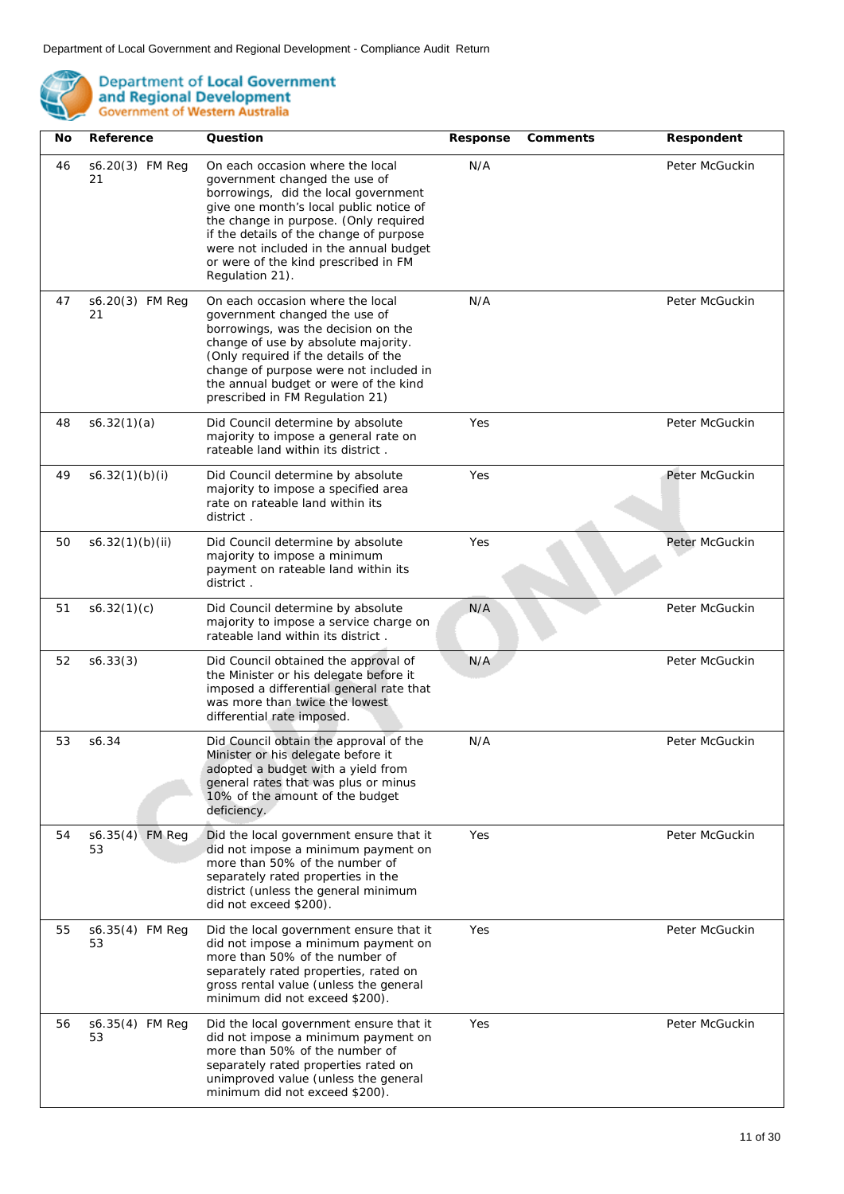| No | Reference | Question | Response | Comments | Respondent |
|---|---|---|---|---|---|
| 46 | s6.20(3) FM Reg 21 | On each occasion where the local government changed the use of borrowings, did the local government give one month's local public notice of the change in purpose. (Only required if the details of the change of purpose were not included in the annual budget or were of the kind prescribed in FM Regulation 21). | N/A | | Peter McGuckin |
| 47 | s6.20(3) FM Reg 21 | On each occasion where the local government changed the use of borrowings, was the decision on the change of use by absolute majority. (Only required if the details of the change of purpose were not included in the annual budget or were of the kind prescribed in FM Regulation 21) | N/A | | Peter McGuckin |
| 48 | s6.32(1)(a) | Did Council determine by absolute majority to impose a general rate on rateable land within its district . | Yes | | Peter McGuckin |
| 49 | s6.32(1)(b)(i) | Did Council determine by absolute majority to impose a specified area rate on rateable land within its district . | Yes | | Peter McGuckin |
| 50 | s6.32(1)(b)(ii) | Did Council determine by absolute majority to impose a minimum payment on rateable land within its district . | Yes | | Peter McGuckin |
| 51 | s6.32(1)(c) | Did Council determine by absolute majority to impose a service charge on rateable land within its district . | N/A | | Peter McGuckin |
| 52 | s6.33(3) | Did Council obtained the approval of the Minister or his delegate before it imposed a differential general rate that was more than twice the lowest differential rate imposed. | N/A | | Peter McGuckin |
| 53 | s6.34 | Did Council obtain the approval of the Minister or his delegate before it adopted a budget with a yield from general rates that was plus or minus 10% of the amount of the budget deficiency. | N/A | | Peter McGuckin |
| 54 | s6.35(4) FM Reg 53 | Did the local government ensure that it did not impose a minimum payment on more than 50% of the number of separately rated properties in the district (unless the general minimum did not exceed $200). | Yes | | Peter McGuckin |
| 55 | s6.35(4) FM Reg 53 | Did the local government ensure that it did not impose a minimum payment on more than 50% of the number of separately rated properties, rated on gross rental value (unless the general minimum did not exceed $200). | Yes | | Peter McGuckin |
| 56 | s6.35(4) FM Reg 53 | Did the local government ensure that it did not impose a minimum payment on more than 50% of the number of separately rated properties rated on unimproved value (unless the general minimum did not exceed $200). | Yes | | Peter McGuckin |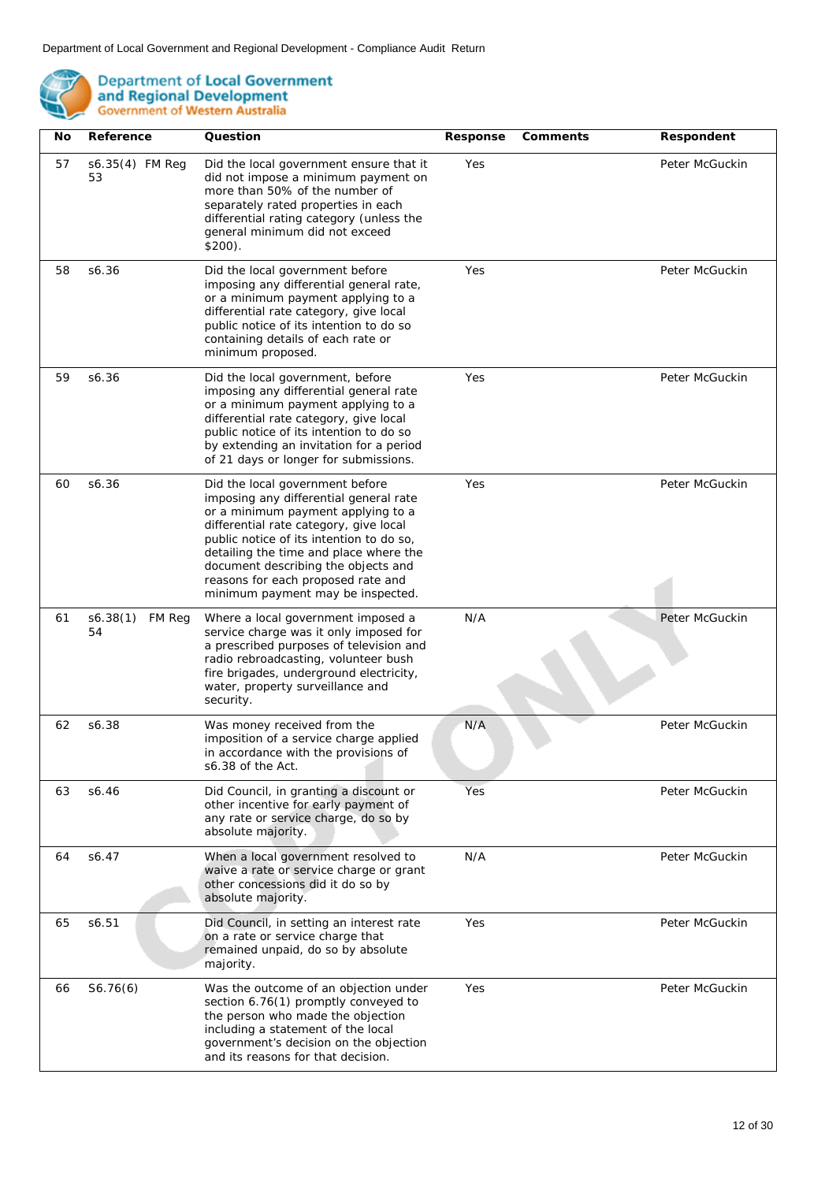| No | Reference | Question | Response | Comments | Respondent |
|---|---|---|---|---|---|
| 57 | s6.35(4) FM Reg 53 | Did the local government ensure that it did not impose a minimum payment on more than 50% of the number of separately rated properties in each differential rating category (unless the general minimum did not exceed $200). | Yes | | Peter McGuckin |
| 58 | s6.36 | Did the local government before imposing any differential general rate, or a minimum payment applying to a differential rate category, give local public notice of its intention to do so containing details of each rate or minimum proposed. | Yes | | Peter McGuckin |
| 59 | s6.36 | Did the local government, before imposing any differential general rate or a minimum payment applying to a differential rate category, give local public notice of its intention to do so by extending an invitation for a period of 21 days or longer for submissions. | Yes | | Peter McGuckin |
| 60 | s6.36 | Did the local government before imposing any differential general rate or a minimum payment applying to a differential rate category, give local public notice of its intention to do so, detailing the time and place where the document describing the objects and reasons for each proposed rate and minimum payment may be inspected. | Yes | | Peter McGuckin |
| 61 | s6.38(1) FM Reg 54 | Where a local government imposed a service charge was it only imposed for a prescribed purposes of television and radio rebroadcasting, volunteer bush fire brigades, underground electricity, water, property surveillance and security. | N/A | | Peter McGuckin |
| 62 | s6.38 | Was money received from the imposition of a service charge applied in accordance with the provisions of s6.38 of the Act. | N/A | | Peter McGuckin |
| 63 | s6.46 | Did Council, in granting a discount or other incentive for early payment of any rate or service charge, do so by absolute majority. | Yes | | Peter McGuckin |
| 64 | s6.47 | When a local government resolved to waive a rate or service charge or grant other concessions did it do so by absolute majority. | N/A | | Peter McGuckin |
| 65 | s6.51 | Did Council, in setting an interest rate on a rate or service charge that remained unpaid, do so by absolute majority. | Yes | | Peter McGuckin |
| 66 | S6.76(6) | Was the outcome of an objection under section 6.76(1) promptly conveyed to the person who made the objection including a statement of the local government's decision on the objection and its reasons for that decision. | Yes | | Peter McGuckin |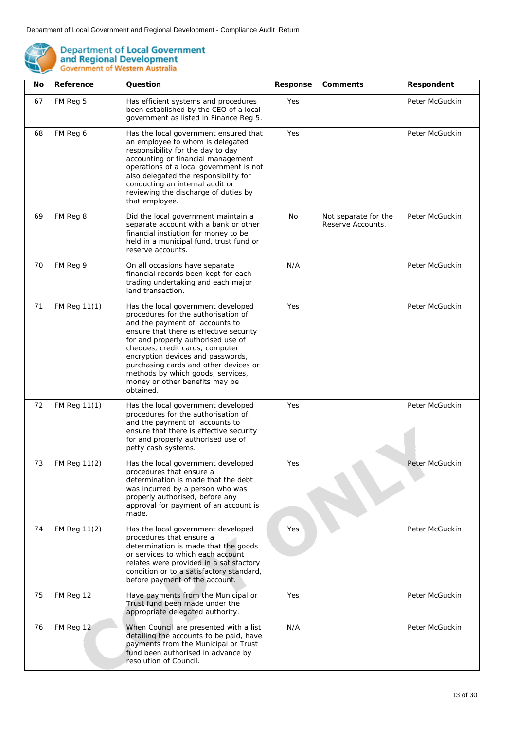| No | Reference | Question | Response | Comments | Respondent |
|---|---|---|---|---|---|
| 67 | FM Reg 5 | Has efficient systems and procedures been established by the CEO of a local government as listed in Finance Reg 5. | Yes | | Peter McGuckin |
| 68 | FM Reg 6 | Has the local government ensured that an employee to whom is delegated responsibility for the day to day accounting or financial management operations of a local government is not also delegated the responsibility for conducting an internal audit or reviewing the discharge of duties by that employee. | Yes | | Peter McGuckin |
| 69 | FM Reg 8 | Did the local government maintain a separate account with a bank or other financial instiution for money to be held in a municipal fund, trust fund or reserve accounts. | No | Not separate for the Reserve Accounts. | Peter McGuckin |
| 70 | FM Reg 9 | On all occasions have separate financial records been kept for each trading undertaking and each major land transaction. | N/A | | Peter McGuckin |
| 71 | FM Reg 11(1) | Has the local government developed procedures for the authorisation of, and the payment of, accounts to ensure that there is effective security for and properly authorised use of cheques, credit cards, computer encryption devices and passwords, purchasing cards and other devices or methods by which goods, services, money or other benefits may be obtained. | Yes | | Peter McGuckin |
| 72 | FM Reg 11(1) | Has the local government developed procedures for the authorisation of, and the payment of, accounts to ensure that there is effective security for and properly authorised use of petty cash systems. | Yes | | Peter McGuckin |
| 73 | FM Reg 11(2) | Has the local government developed procedures that ensure a determination is made that the debt was incurred by a person who was properly authorised, before any approval for payment of an account is made. | Yes | | Peter McGuckin |
| 74 | FM Reg 11(2) | Has the local government developed procedures that ensure a determination is made that the goods or services to which each account relates were provided in a satisfactory condition or to a satisfactory standard, before payment of the account. | Yes | | Peter McGuckin |
| 75 | FM Reg 12 | Have payments from the Municipal or Trust fund been made under the appropriate delegated authority. | Yes | | Peter McGuckin |
| 76 | FM Reg 12 | When Council are presented with a list detailing the accounts to be paid, have payments from the Municipal or Trust fund been authorised in advance by resolution of Council. | N/A | | Peter McGuckin |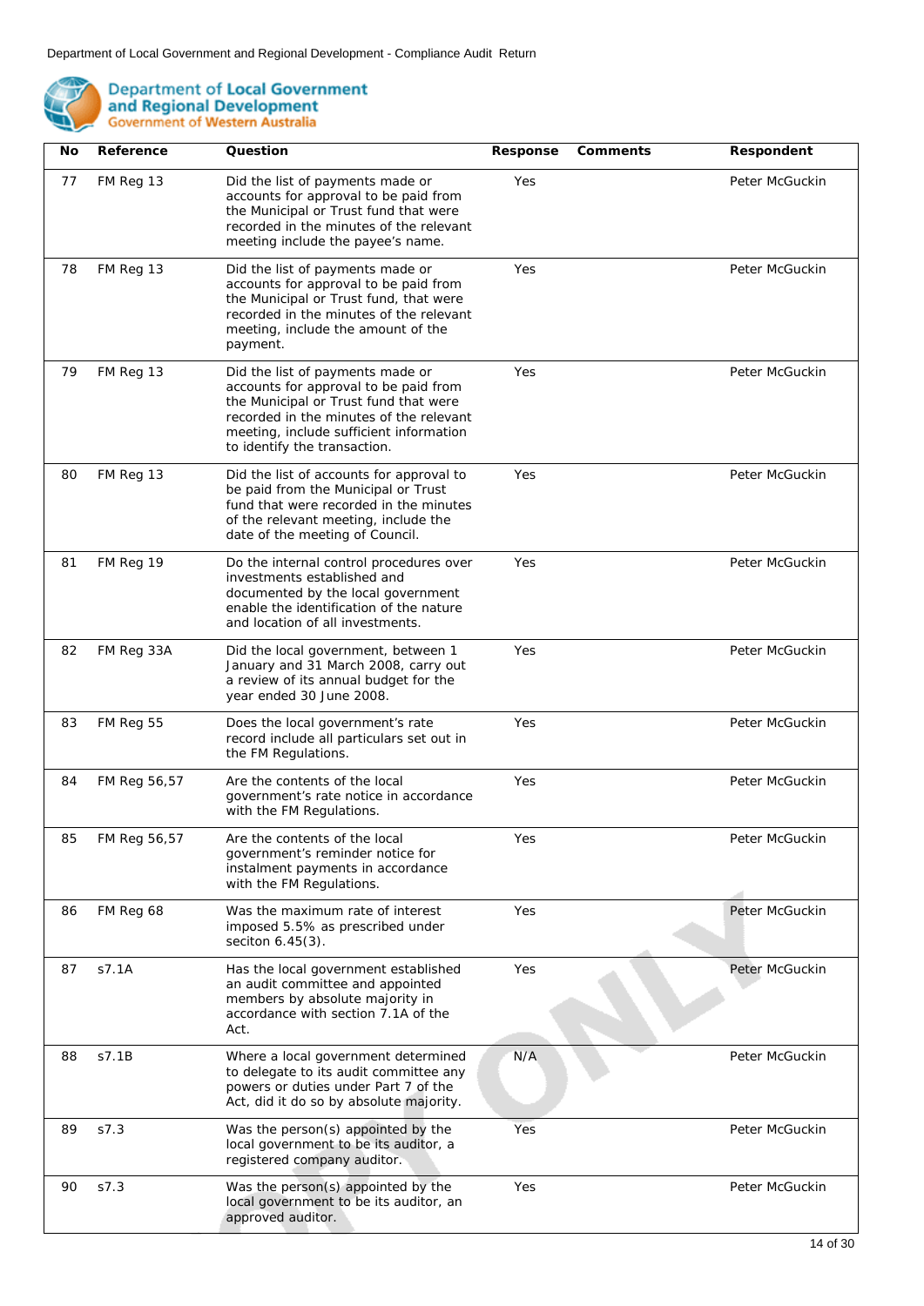| No | Reference | Question | Response | Comments | Respondent |
|---|---|---|---|---|---|
| 77 | FM Reg 13 | Did the list of payments made or accounts for approval to be paid from the Municipal or Trust fund that were recorded in the minutes of the relevant meeting include the payee's name. | Yes | | Peter McGuckin |
| 78 | FM Reg 13 | Did the list of payments made or accounts for approval to be paid from the Municipal or Trust fund, that were recorded in the minutes of the relevant meeting, include the amount of the payment. | Yes | | Peter McGuckin |
| 79 | FM Reg 13 | Did the list of payments made or accounts for approval to be paid from the Municipal or Trust fund that were recorded in the minutes of the relevant meeting, include sufficient information to identify the transaction. | Yes | | Peter McGuckin |
| 80 | FM Reg 13 | Did the list of accounts for approval to be paid from the Municipal or Trust fund that were recorded in the minutes of the relevant meeting, include the date of the meeting of Council. | Yes | | Peter McGuckin |
| 81 | FM Reg 19 | Do the internal control procedures over investments established and documented by the local government enable the identification of the nature and location of all investments. | Yes | | Peter McGuckin |
| 82 | FM Reg 33A | Did the local government, between 1 January and 31 March 2008, carry out a review of its annual budget for the year ended 30 June 2008. | Yes | | Peter McGuckin |
| 83 | FM Reg 55 | Does the local government's rate record include all particulars set out in the FM Regulations. | Yes | | Peter McGuckin |
| 84 | FM Reg 56,57 | Are the contents of the local government's rate notice in accordance with the FM Regulations. | Yes | | Peter McGuckin |
| 85 | FM Reg 56,57 | Are the contents of the local government's reminder notice for instalment payments in accordance with the FM Regulations. | Yes | | Peter McGuckin |
| 86 | FM Reg 68 | Was the maximum rate of interest imposed 5.5% as prescribed under seciton 6.45(3). | Yes | | Peter McGuckin |
| 87 | s7.1A | Has the local government established an audit committee and appointed members by absolute majority in accordance with section 7.1A of the Act. | Yes | | Peter McGuckin |
| 88 | s7.1B | Where a local government determined to delegate to its audit committee any powers or duties under Part 7 of the Act, did it do so by absolute majority. | N/A | | Peter McGuckin |
| 89 | s7.3 | Was the person(s) appointed by the local government to be its auditor, a registered company auditor. | Yes | | Peter McGuckin |
| 90 | s7.3 | Was the person(s) appointed by the local government to be its auditor, an approved auditor. | Yes | | Peter McGuckin |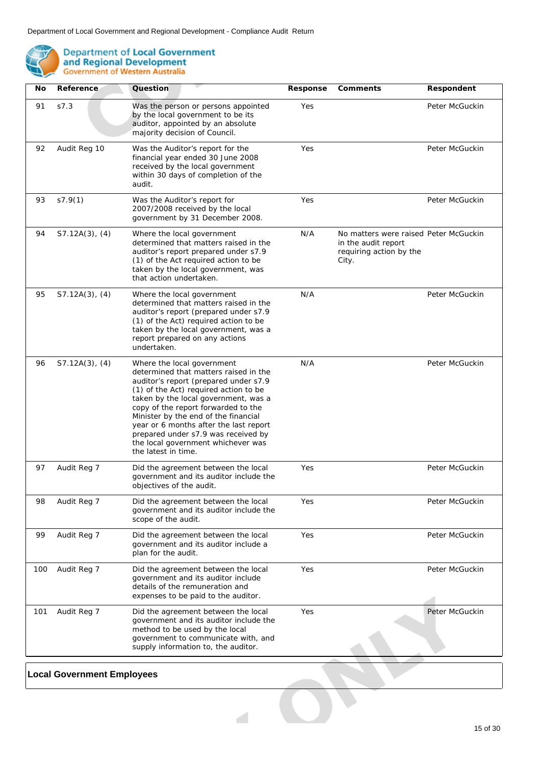| No | Reference | Question | Response | Comments | Respondent |
|---|---|---|---|---|---|
| 91 | s7.3 | Was the person or persons appointed by the local government to be its auditor, appointed by an absolute majority decision of Council. | Yes | | Peter McGuckin |
| 92 | Audit Reg 10 | Was the Auditor's report for the financial year ended 30 June 2008 received by the local government within 30 days of completion of the audit. | Yes | | Peter McGuckin |
| 93 | s7.9(1) | Was the Auditor's report for 2007/2008 received by the local government by 31 December 2008. | Yes | | Peter McGuckin |
| 94 | S7.12A(3), (4) | Where the local government determined that matters raised in the auditor's report prepared under s7.9 (1) of the Act required action to be taken by the local government, was that action undertaken. | N/A | No matters were raised in the audit report requiring action by the City. | Peter McGuckin |
| 95 | S7.12A(3), (4) | Where the local government determined that matters raised in the auditor's report (prepared under s7.9 (1) of the Act) required action to be taken by the local government, was a report prepared on any actions undertaken. | N/A | | Peter McGuckin |
| 96 | S7.12A(3), (4) | Where the local government determined that matters raised in the auditor's report (prepared under s7.9 (1) of the Act) required action to be taken by the local government, was a copy of the report forwarded to the Minister by the end of the financial year or 6 months after the last report prepared under s7.9 was received by the local government whichever was the latest in time. | N/A | | Peter McGuckin |
| 97 | Audit Reg 7 | Did the agreement between the local government and its auditor include the objectives of the audit. | Yes | | Peter McGuckin |
| 98 | Audit Reg 7 | Did the agreement between the local government and its auditor include the scope of the audit. | Yes | | Peter McGuckin |
| 99 | Audit Reg 7 | Did the agreement between the local government and its auditor include a plan for the audit. | Yes | | Peter McGuckin |
| 100 | Audit Reg 7 | Did the agreement between the local government and its auditor include details of the remuneration and expenses to be paid to the auditor. | Yes | | Peter McGuckin |
| 101 | Audit Reg 7 | Did the agreement between the local government and its auditor include the method to be used by the local government to communicate with, and supply information to, the auditor. | Yes | | Peter McGuckin |

## Local Government Employees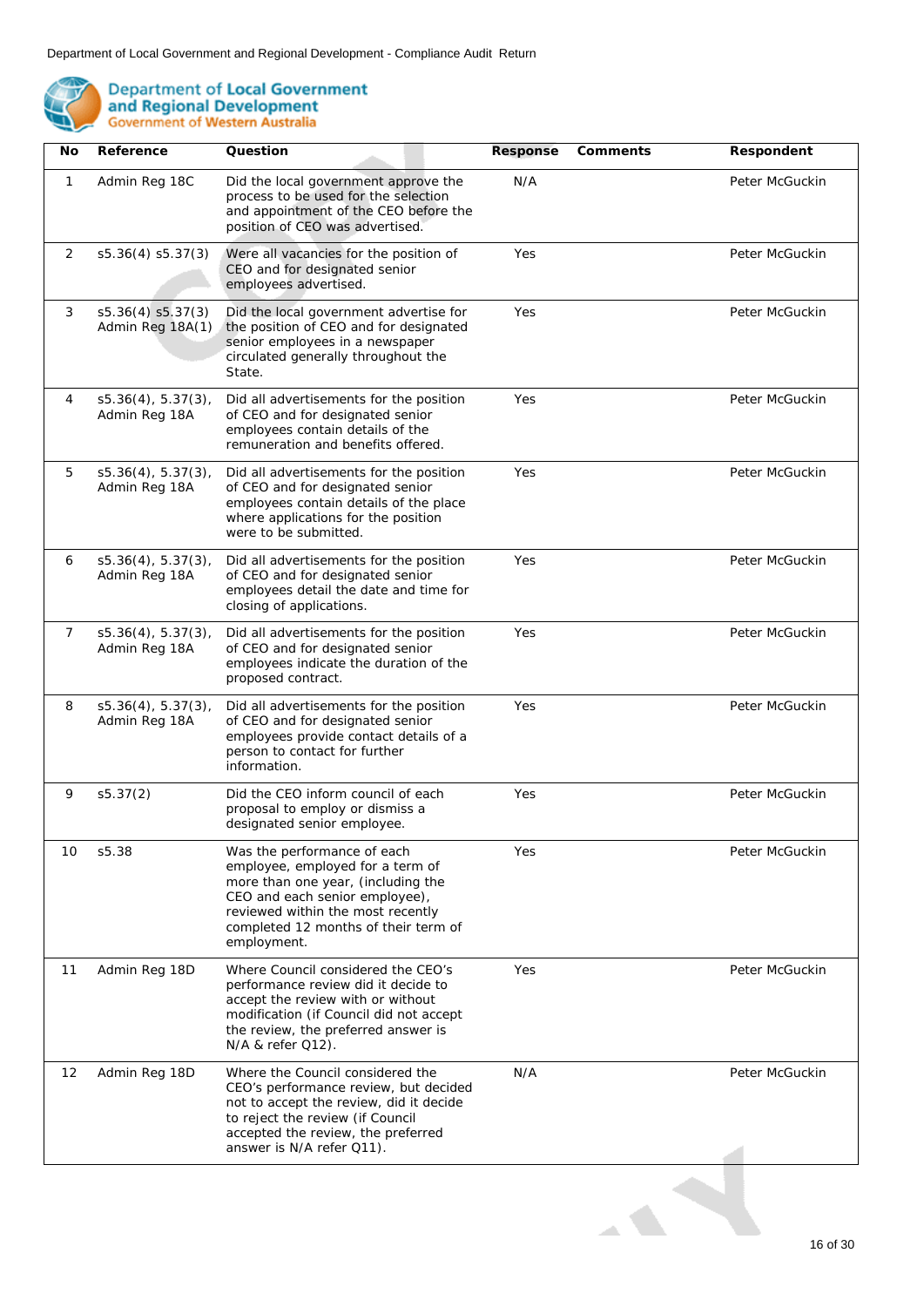| No | Reference | Question | Response | Comments | Respondent |
|---|---|---|---|---|---|
| 1 | Admin Reg 18C | Did the local government approve the process to be used for the selection and appointment of the CEO before the position of CEO was advertised. | N/A | | Peter McGuckin |
| 2 | s5.36(4) s5.37(3) | Were all vacancies for the position of CEO and for designated senior employees advertised. | Yes | | Peter McGuckin |
| 3 | s5.36(4) s5.37(3) Admin Reg 18A(1) | Did the local government advertise for the position of CEO and for designated senior employees in a newspaper circulated generally throughout the State. | Yes | | Peter McGuckin |
| 4 | s5.36(4), 5.37(3), Admin Reg 18A | Did all advertisements for the position of CEO and for designated senior employees contain details of the remuneration and benefits offered. | Yes | | Peter McGuckin |
| 5 | s5.36(4), 5.37(3), Admin Reg 18A | Did all advertisements for the position of CEO and for designated senior employees contain details of the place where applications for the position were to be submitted. | Yes | | Peter McGuckin |
| 6 | s5.36(4), 5.37(3), Admin Reg 18A | Did all advertisements for the position of CEO and for designated senior employees detail the date and time for closing of applications. | Yes | | Peter McGuckin |
| 7 | s5.36(4), 5.37(3), Admin Reg 18A | Did all advertisements for the position of CEO and for designated senior employees indicate the duration of the proposed contract. | Yes | | Peter McGuckin |
| 8 | s5.36(4), 5.37(3), Admin Reg 18A | Did all advertisements for the position of CEO and for designated senior employees provide contact details of a person to contact for further information. | Yes | | Peter McGuckin |
| 9 | s5.37(2) | Did the CEO inform council of each proposal to employ or dismiss a designated senior employee. | Yes | | Peter McGuckin |
| 10 | s5.38 | Was the performance of each employee, employed for a term of more than one year, (including the CEO and each senior employee), reviewed within the most recently completed 12 months of their term of employment. | Yes | | Peter McGuckin |
| 11 | Admin Reg 18D | Where Council considered the CEO's performance review did it decide to accept the review with or without modification (if Council did not accept the review, the preferred answer is N/A & refer Q12). | Yes | | Peter McGuckin |
| 12 | Admin Reg 18D | Where the Council considered the CEO's performance review, but decided not to accept the review, did it decide to reject the review (if Council accepted the review, the preferred answer is N/A refer Q11). | N/A | | Peter McGuckin |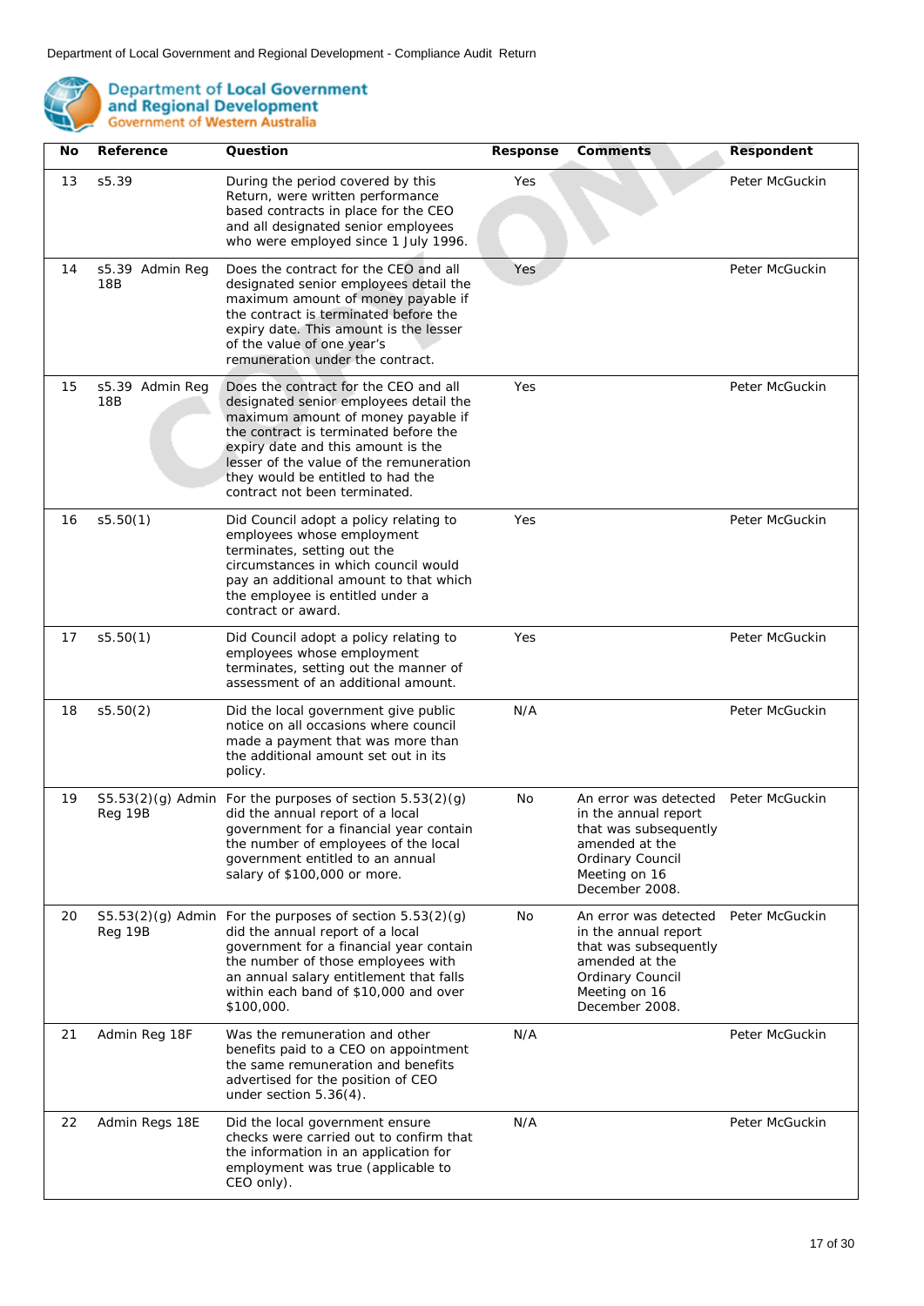Department of Local Government and Regional Development - Compliance Audit Return

Department of Local Government and Regional Development
Government of Western Australia

| No | Reference | Question | Response | Comments | Respondent |
|---|---|---|---|---|---|
| 13 | s5.39 | During the period covered by this Return, were written performance based contracts in place for the CEO and all designated senior employees who were employed since 1 July 1996. | Yes | | Peter McGuckin |
| 14 | s5.39 Admin Reg 18B | Does the contract for the CEO and all designated senior employees detail the maximum amount of money payable if the contract is terminated before the expiry date. This amount is the lesser of the value of one year's remuneration under the contract. | Yes | | Peter McGuckin |
| 15 | s5.39 Admin Reg 18B | Does the contract for the CEO and all designated senior employees detail the maximum amount of money payable if the contract is terminated before the expiry date and this amount is the lesser of the value of the remuneration they would be entitled to had the contract not been terminated. | Yes | | Peter McGuckin |
| 16 | s5.50(1) | Did Council adopt a policy relating to employees whose employment terminates, setting out the circumstances in which council would pay an additional amount to that which the employee is entitled under a contract or award. | Yes | | Peter McGuckin |
| 17 | s5.50(1) | Did Council adopt a policy relating to employees whose employment terminates, setting out the manner of assessment of an additional amount. | Yes | | Peter McGuckin |
| 18 | s5.50(2) | Did the local government give public notice on all occasions where council made a payment that was more than the additional amount set out in its policy. | N/A | | Peter McGuckin |
| 19 | S5.53(2)(g) Admin Reg 19B | For the purposes of section 5.53(2)(g) did the annual report of a local government for a financial year contain the number of employees of the local government entitled to an annual salary of $100,000 or more. | No | An error was detected in the annual report that was subsequently amended at the Ordinary Council Meeting on 16 December 2008. | Peter McGuckin |
| 20 | S5.53(2)(g) Admin Reg 19B | For the purposes of section 5.53(2)(g) did the annual report of a local government for a financial year contain the number of those employees with an annual salary entitlement that falls within each band of $10,000 and over $100,000. | No | An error was detected in the annual report that was subsequently amended at the Ordinary Council Meeting on 16 December 2008. | Peter McGuckin |
| 21 | Admin Reg 18F | Was the remuneration and other benefits paid to a CEO on appointment the same remuneration and benefits advertised for the position of CEO under section 5.36(4). | N/A | | Peter McGuckin |
| 22 | Admin Regs 18E | Did the local government ensure checks were carried out to confirm that the information in an application for employment was true (applicable to CEO only). | N/A | | Peter McGuckin |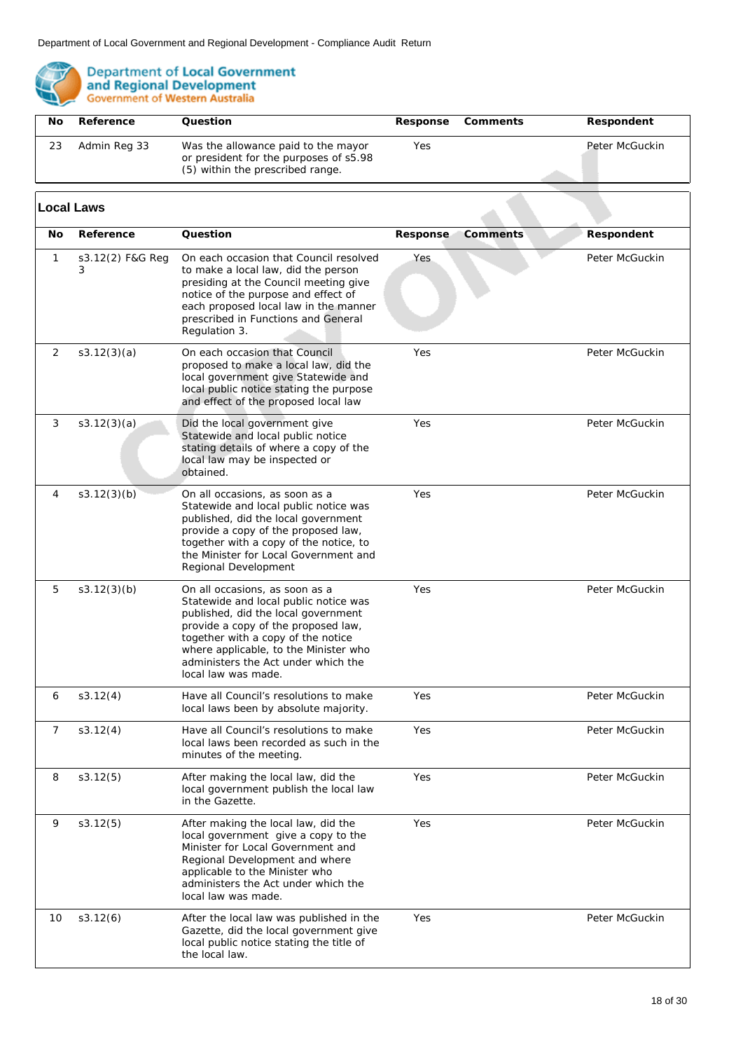| No | Reference | Question | Response | Comments | Respondent |
|---|---|---|---|---|---|
| 23 | Admin Reg 33 | Was the allowance paid to the mayor or president for the purposes of s5.98 (5) within the prescribed range. | Yes | | Peter McGuckin |

## Local Laws

| No | Reference | Question | Response | Comments | Respondent |
|---|---|---|---|---|---|
| 1 | s3.12(2) F&G Reg 3 | On each occasion that Council resolved to make a local law, did the person presiding at the Council meeting give notice of the purpose and effect of each proposed local law in the manner prescribed in Functions and General Regulation 3. | Yes | | Peter McGuckin |
| 2 | s3.12(3)(a) | On each occasion that Council proposed to make a local law, did the local government give Statewide and local public notice stating the purpose and effect of the proposed local law | Yes | | Peter McGuckin |
| 3 | s3.12(3)(a) | Did the local government give Statewide and local public notice stating details of where a copy of the local law may be inspected or obtained. | Yes | | Peter McGuckin |
| 4 | s3.12(3)(b) | On all occasions, as soon as a Statewide and local public notice was published, did the local government provide a copy of the proposed law, together with a copy of the notice, to the Minister for Local Government and Regional Development | Yes | | Peter McGuckin |
| 5 | s3.12(3)(b) | On all occasions, as soon as a Statewide and local public notice was published, did the local government provide a copy of the proposed law, together with a copy of the notice where applicable, to the Minister who administers the Act under which the local law was made. | Yes | | Peter McGuckin |
| 6 | s3.12(4) | Have all Council's resolutions to make local laws been by absolute majority. | Yes | | Peter McGuckin |
| 7 | s3.12(4) | Have all Council's resolutions to make local laws been recorded as such in the minutes of the meeting. | Yes | | Peter McGuckin |
| 8 | s3.12(5) | After making the local law, did the local government publish the local law in the Gazette. | Yes | | Peter McGuckin |
| 9 | s3.12(5) | After making the local law, did the local government give a copy to the Minister for Local Government and Regional Development and where applicable to the Minister who administers the Act under which the local law was made. | Yes | | Peter McGuckin |
| 10 | s3.12(6) | After the local law was published in the Gazette, did the local government give local public notice stating the title of the local law. | Yes | | Peter McGuckin |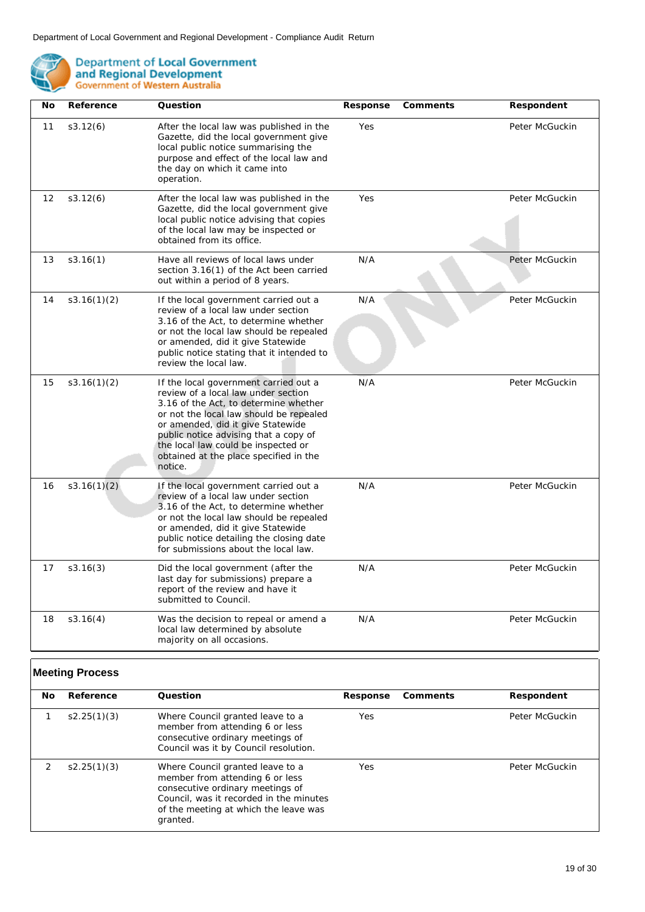| No | Reference | Question | Response | Comments | Respondent |
|---|---|---|---|---|---|
| 11 | s3.12(6) | After the local law was published in the Gazette, did the local government give local public notice summarising the purpose and effect of the local law and the day on which it came into operation. | Yes | | Peter McGuckin |
| 12 | s3.12(6) | After the local law was published in the Gazette, did the local government give local public notice advising that copies of the local law may be inspected or obtained from its office. | Yes | | Peter McGuckin |
| 13 | s3.16(1) | Have all reviews of local laws under section 3.16(1) of the Act been carried out within a period of 8 years. | N/A | | Peter McGuckin |
| 14 | s3.16(1)(2) | If the local government carried out a review of a local law under section 3.16 of the Act, to determine whether or not the local law should be repealed or amended, did it give Statewide public notice stating that it intended to review the local law. | N/A | | Peter McGuckin |
| 15 | s3.16(1)(2) | If the local government carried out a review of a local law under section 3.16 of the Act, to determine whether or not the local law should be repealed or amended, did it give Statewide public notice advising that a copy of the local law could be inspected or obtained at the place specified in the notice. | N/A | | Peter McGuckin |
| 16 | s3.16(1)(2) | If the local government carried out a review of a local law under section 3.16 of the Act, to determine whether or not the local law should be repealed or amended, did it give Statewide public notice detailing the closing date for submissions about the local law. | N/A | | Peter McGuckin |
| 17 | s3.16(3) | Did the local government (after the last day for submissions) prepare a report of the review and have it submitted to Council. | N/A | | Peter McGuckin |
| 18 | s3.16(4) | Was the decision to repeal or amend a local law determined by absolute majority on all occasions. | N/A | | Peter McGuckin |

## Meeting Process

| No | Reference | Question | Response | Comments | Respondent |
|---|---|---|---|---|---|
| 1 | s2.25(1)(3) | Where Council granted leave to a member from attending 6 or less consecutive ordinary meetings of Council was it by Council resolution. | Yes | | Peter McGuckin |
| 2 | s2.25(1)(3) | Where Council granted leave to a member from attending 6 or less consecutive ordinary meetings of Council, was it recorded in the minutes of the meeting at which the leave was granted. | Yes | | Peter McGuckin |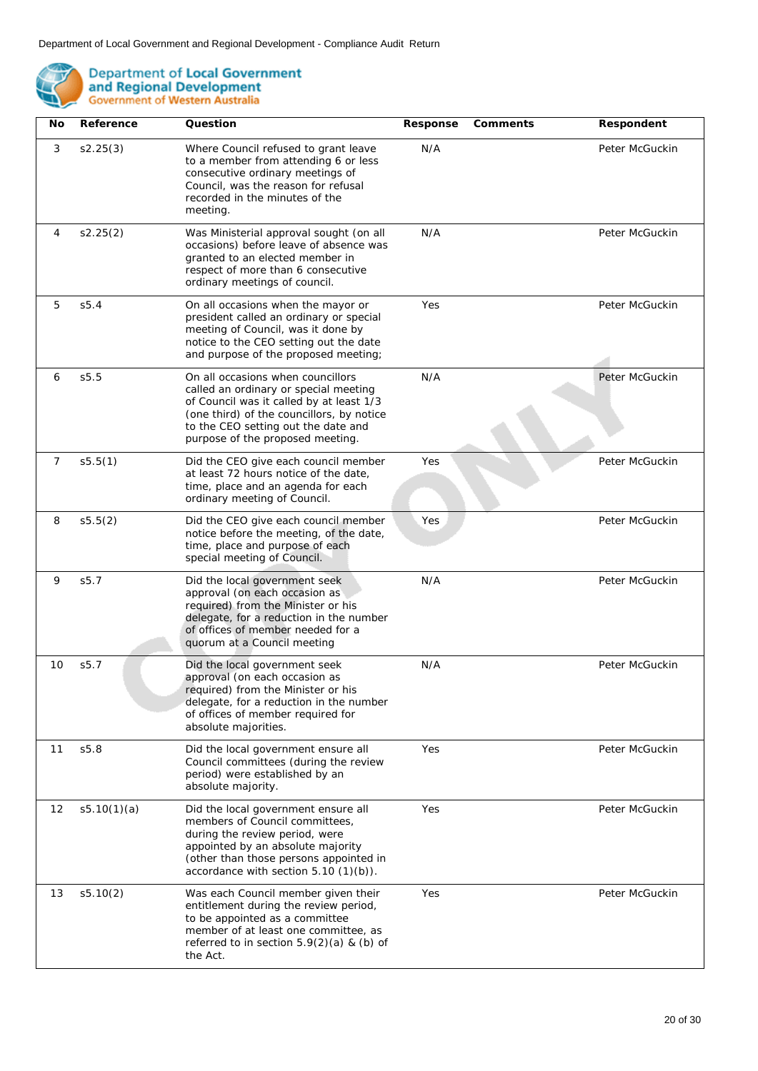| No | Reference | Question | Response | Comments | Respondent |
|---|---|---|---|---|---|
| 3 | s2.25(3) | Where Council refused to grant leave to a member from attending 6 or less consecutive ordinary meetings of Council, was the reason for refusal recorded in the minutes of the meeting. | N/A | | Peter McGuckin |
| 4 | s2.25(2) | Was Ministerial approval sought (on all occasions) before leave of absence was granted to an elected member in respect of more than 6 consecutive ordinary meetings of council. | N/A | | Peter McGuckin |
| 5 | s5.4 | On all occasions when the mayor or president called an ordinary or special meeting of Council, was it done by notice to the CEO setting out the date and purpose of the proposed meeting; | Yes | | Peter McGuckin |
| 6 | s5.5 | On all occasions when councillors called an ordinary or special meeting of Council was it called by at least 1/3 (one third) of the councillors, by notice to the CEO setting out the date and purpose of the proposed meeting. | N/A | | Peter McGuckin |
| 7 | s5.5(1) | Did the CEO give each council member at least 72 hours notice of the date, time, place and an agenda for each ordinary meeting of Council. | Yes | | Peter McGuckin |
| 8 | s5.5(2) | Did the CEO give each council member notice before the meeting, of the date, time, place and purpose of each special meeting of Council. | Yes | | Peter McGuckin |
| 9 | s5.7 | Did the local government seek approval (on each occasion as required) from the Minister or his delegate, for a reduction in the number of offices of member needed for a quorum at a Council meeting | N/A | | Peter McGuckin |
| 10 | s5.7 | Did the local government seek approval (on each occasion as required) from the Minister or his delegate, for a reduction in the number of offices of member required for absolute majorities. | N/A | | Peter McGuckin |
| 11 | s5.8 | Did the local government ensure all Council committees (during the review period) were established by an absolute majority. | Yes | | Peter McGuckin |
| 12 | s5.10(1)(a) | Did the local government ensure all members of Council committees, during the review period, were appointed by an absolute majority (other than those persons appointed in accordance with section 5.10 (1)(b)). | Yes | | Peter McGuckin |
| 13 | s5.10(2) | Was each Council member given their entitlement during the review period, to be appointed as a committee member of at least one committee, as referred to in section 5.9(2)(a) & (b) of the Act. | Yes | | Peter McGuckin |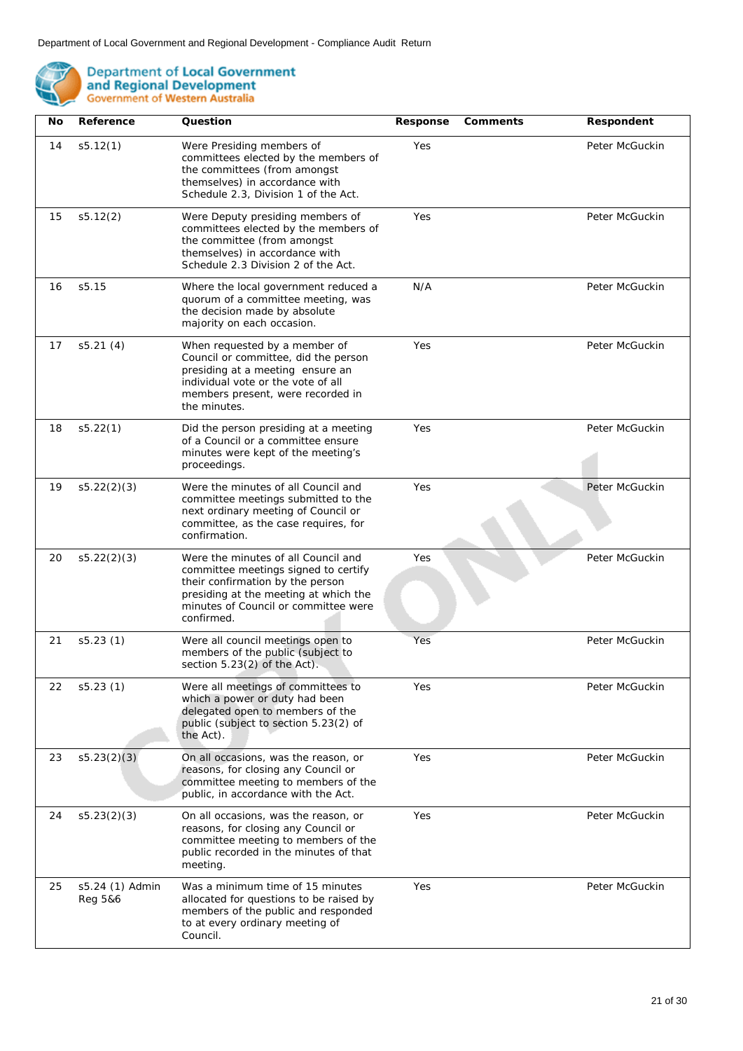| No | Reference | Question | Response | Comments | Respondent |
|---|---|---|---|---|---|
| 14 | s5.12(1) | Were Presiding members of committees elected by the members of the committees (from amongst themselves) in accordance with Schedule 2.3, Division 1 of the Act. | Yes | | Peter McGuckin |
| 15 | s5.12(2) | Were Deputy presiding members of committees elected by the members of the committee (from amongst themselves) in accordance with Schedule 2.3 Division 2 of the Act. | Yes | | Peter McGuckin |
| 16 | s5.15 | Where the local government reduced a quorum of a committee meeting, was the decision made by absolute majority on each occasion. | N/A | | Peter McGuckin |
| 17 | s5.21 (4) | When requested by a member of Council or committee, did the person presiding at a meeting ensure an individual vote or the vote of all members present, were recorded in the minutes. | Yes | | Peter McGuckin |
| 18 | s5.22(1) | Did the person presiding at a meeting of a Council or a committee ensure minutes were kept of the meeting's proceedings. | Yes | | Peter McGuckin |
| 19 | s5.22(2)(3) | Were the minutes of all Council and committee meetings submitted to the next ordinary meeting of Council or committee, as the case requires, for confirmation. | Yes | | Peter McGuckin |
| 20 | s5.22(2)(3) | Were the minutes of all Council and committee meetings signed to certify their confirmation by the person presiding at the meeting at which the minutes of Council or committee were confirmed. | Yes | | Peter McGuckin |
| 21 | s5.23 (1) | Were all council meetings open to members of the public (subject to section 5.23(2) of the Act). | Yes | | Peter McGuckin |
| 22 | s5.23 (1) | Were all meetings of committees to which a power or duty had been delegated open to members of the public (subject to section 5.23(2) of the Act). | Yes | | Peter McGuckin |
| 23 | s5.23(2)(3) | On all occasions, was the reason, or reasons, for closing any Council or committee meeting to members of the public, in accordance with the Act. | Yes | | Peter McGuckin |
| 24 | s5.23(2)(3) | On all occasions, was the reason, or reasons, for closing any Council or committee meeting to members of the public recorded in the minutes of that meeting. | Yes | | Peter McGuckin |
| 25 | s5.24 (1) Admin Reg 5&6 | Was a minimum time of 15 minutes allocated for questions to be raised by members of the public and responded to at every ordinary meeting of Council. | Yes | | Peter McGuckin |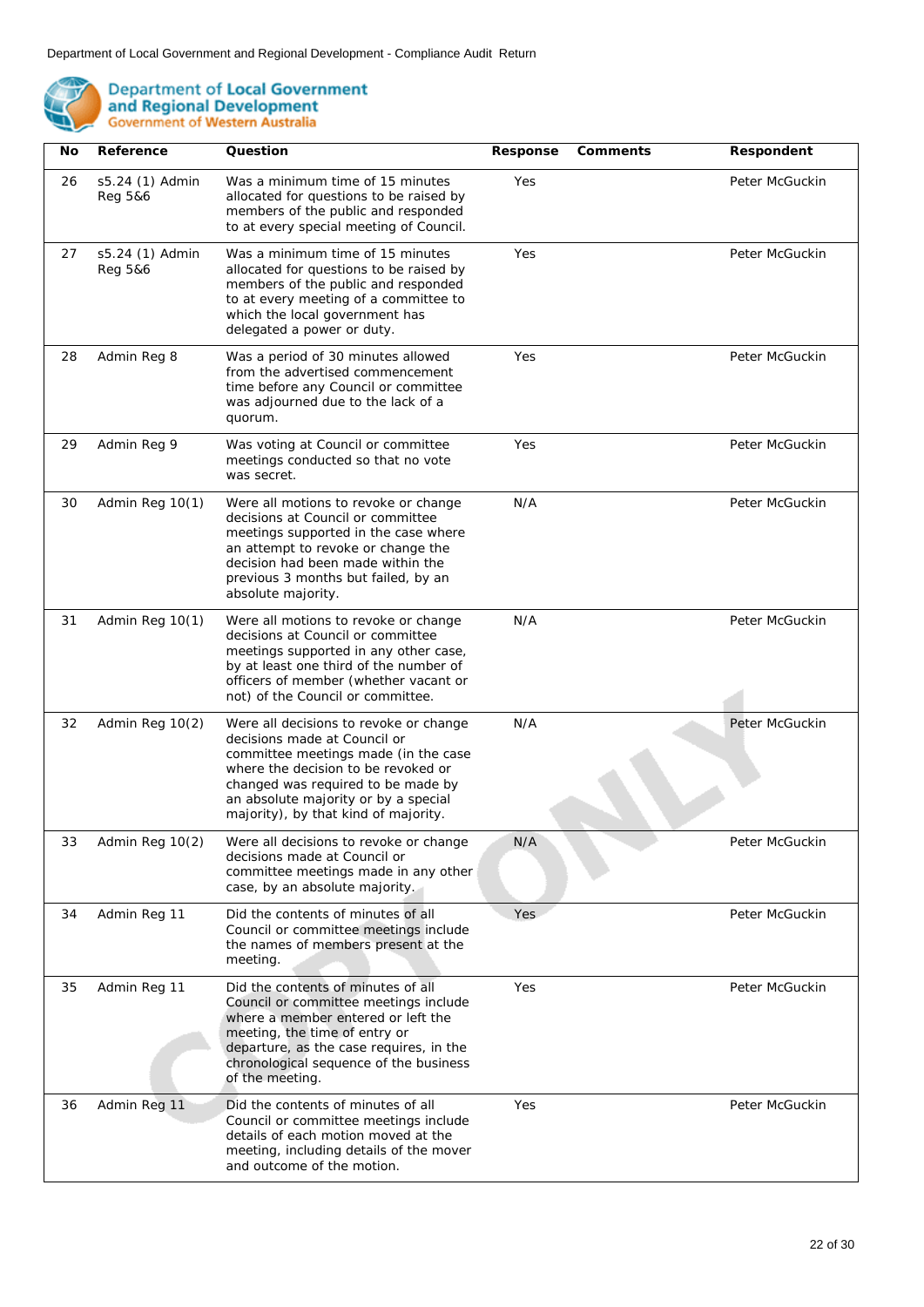| No | Reference | Question | Response | Comments | Respondent |
|---|---|---|---|---|---|
| 26 | s5.24 (1) Admin Reg 5&6 | Was a minimum time of 15 minutes allocated for questions to be raised by members of the public and responded to at every special meeting of Council. | Yes | | Peter McGuckin |
| 27 | s5.24 (1) Admin Reg 5&6 | Was a minimum time of 15 minutes allocated for questions to be raised by members of the public and responded to at every meeting of a committee to which the local government has delegated a power or duty. | Yes | | Peter McGuckin |
| 28 | Admin Reg 8 | Was a period of 30 minutes allowed from the advertised commencement time before any Council or committee was adjourned due to the lack of a quorum. | Yes | | Peter McGuckin |
| 29 | Admin Reg 9 | Was voting at Council or committee meetings conducted so that no vote was secret. | Yes | | Peter McGuckin |
| 30 | Admin Reg 10(1) | Were all motions to revoke or change decisions at Council or committee meetings supported in the case where an attempt to revoke or change the decision had been made within the previous 3 months but failed, by an absolute majority. | N/A | | Peter McGuckin |
| 31 | Admin Reg 10(1) | Were all motions to revoke or change decisions at Council or committee meetings supported in any other case, by at least one third of the number of officers of member (whether vacant or not) of the Council or committee. | N/A | | Peter McGuckin |
| 32 | Admin Reg 10(2) | Were all decisions to revoke or change decisions made at Council or committee meetings made (in the case where the decision to be revoked or changed was required to be made by an absolute majority or by a special majority), by that kind of majority. | N/A | | Peter McGuckin |
| 33 | Admin Reg 10(2) | Were all decisions to revoke or change decisions made at Council or committee meetings made in any other case, by an absolute majority. | N/A | | Peter McGuckin |
| 34 | Admin Reg 11 | Did the contents of minutes of all Council or committee meetings include the names of members present at the meeting. | Yes | | Peter McGuckin |
| 35 | Admin Reg 11 | Did the contents of minutes of all Council or committee meetings include where a member entered or left the meeting, the time of entry or departure, as the case requires, in the chronological sequence of the business of the meeting. | Yes | | Peter McGuckin |
| 36 | Admin Reg 11 | Did the contents of minutes of all Council or committee meetings include details of each motion moved at the meeting, including details of the mover and outcome of the motion. | Yes | | Peter McGuckin |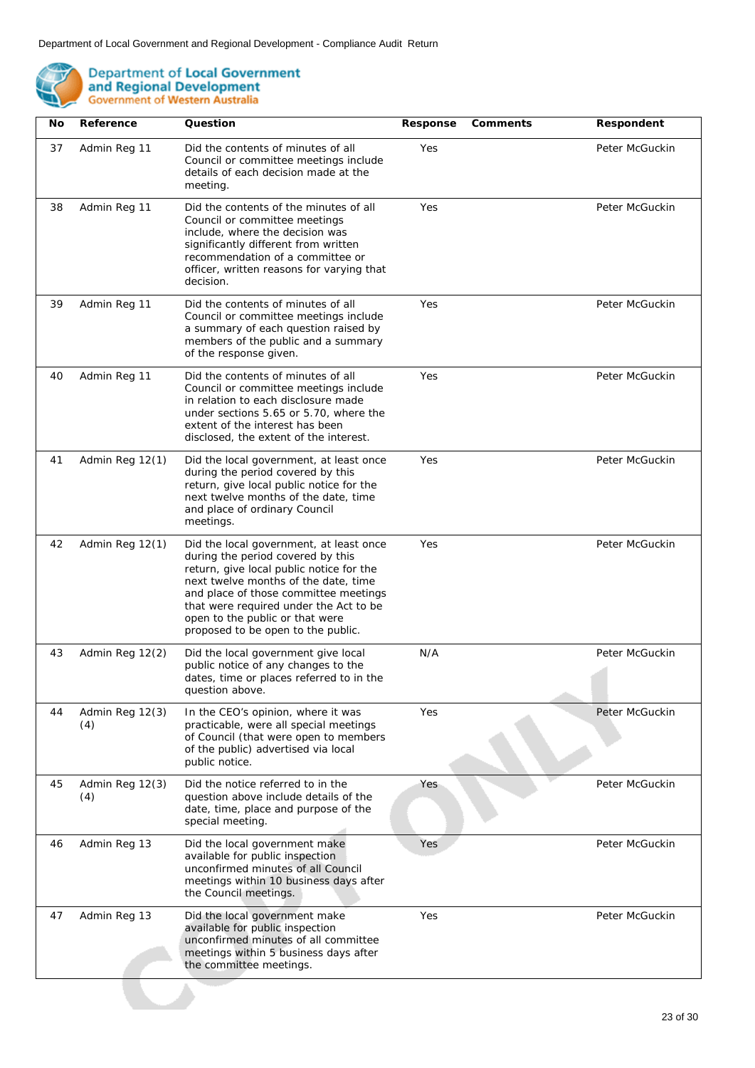| No | Reference | Question | Response | Comments | Respondent |
|---|---|---|---|---|---|
| 37 | Admin Reg 11 | Did the contents of minutes of all Council or committee meetings include details of each decision made at the meeting. | Yes | | Peter McGuckin |
| 38 | Admin Reg 11 | Did the contents of the minutes of all Council or committee meetings include, where the decision was significantly different from written recommendation of a committee or officer, written reasons for varying that decision. | Yes | | Peter McGuckin |
| 39 | Admin Reg 11 | Did the contents of minutes of all Council or committee meetings include a summary of each question raised by members of the public and a summary of the response given. | Yes | | Peter McGuckin |
| 40 | Admin Reg 11 | Did the contents of minutes of all Council or committee meetings include in relation to each disclosure made under sections 5.65 or 5.70, where the extent of the interest has been disclosed, the extent of the interest. | Yes | | Peter McGuckin |
| 41 | Admin Reg 12(1) | Did the local government, at least once during the period covered by this return, give local public notice for the next twelve months of the date, time and place of ordinary Council meetings. | Yes | | Peter McGuckin |
| 42 | Admin Reg 12(1) | Did the local government, at least once during the period covered by this return, give local public notice for the next twelve months of the date, time and place of those committee meetings that were required under the Act to be open to the public or that were proposed to be open to the public. | Yes | | Peter McGuckin |
| 43 | Admin Reg 12(2) | Did the local government give local public notice of any changes to the dates, time or places referred to in the question above. | N/A | | Peter McGuckin |
| 44 | Admin Reg 12(3) (4) | In the CEO's opinion, where it was practicable, were all special meetings of Council (that were open to members of the public) advertised via local public notice. | Yes | | Peter McGuckin |
| 45 | Admin Reg 12(3) (4) | Did the notice referred to in the question above include details of the date, time, place and purpose of the special meeting. | Yes | | Peter McGuckin |
| 46 | Admin Reg 13 | Did the local government make available for public inspection unconfirmed minutes of all Council meetings within 10 business days after the Council meetings. | Yes | | Peter McGuckin |
| 47 | Admin Reg 13 | Did the local government make available for public inspection unconfirmed minutes of all committee meetings within 5 business days after the committee meetings. | Yes | | Peter McGuckin |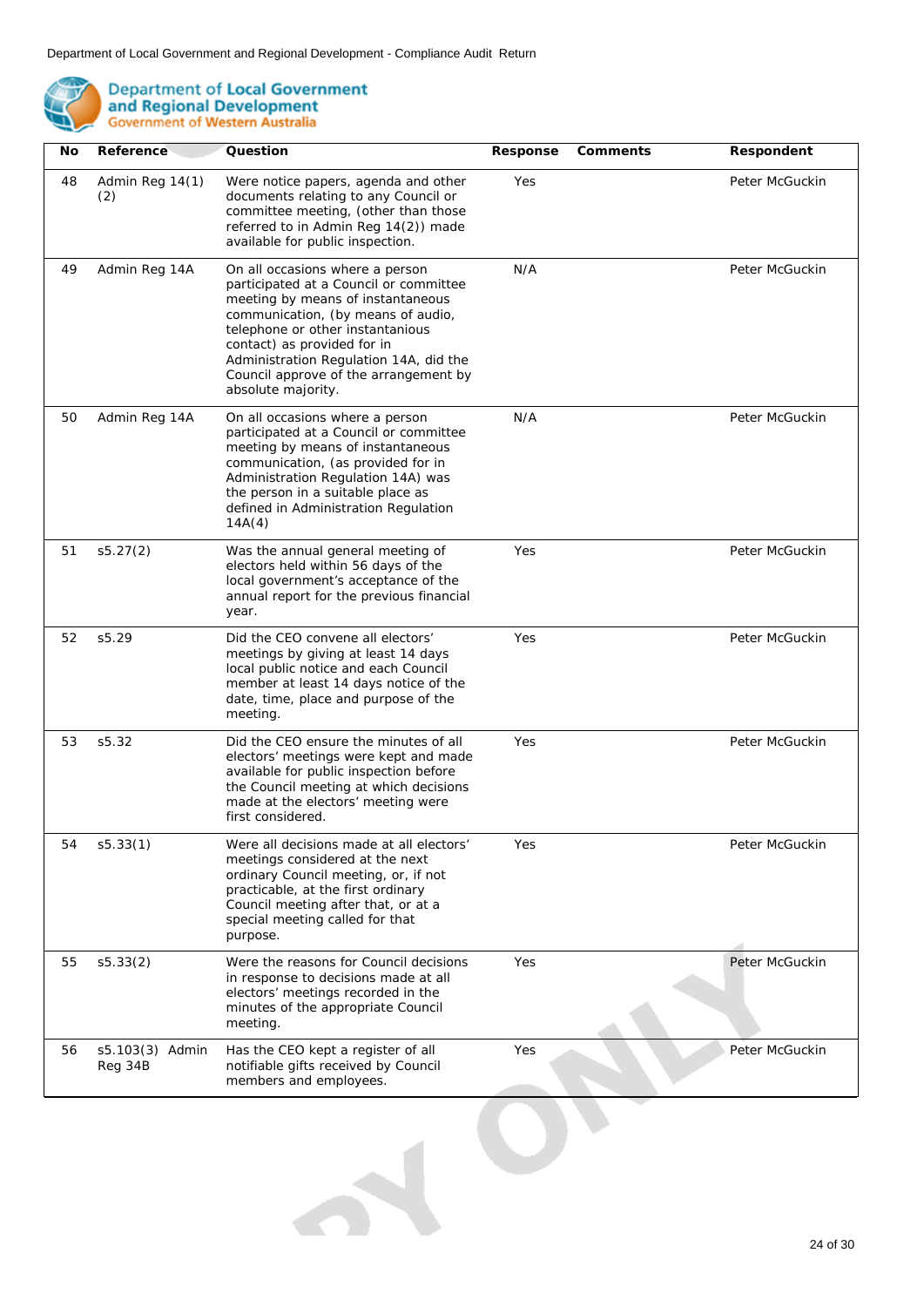| No | Reference | Question | Response | Comments | Respondent |
|---|---|---|---|---|---|
| 48 | Admin Reg 14(1) (2) | Were notice papers, agenda and other documents relating to any Council or committee meeting, (other than those referred to in Admin Reg 14(2)) made available for public inspection. | Yes | | Peter McGuckin |
| 49 | Admin Reg 14A | On all occasions where a person participated at a Council or committee meeting by means of instantaneous communication, (by means of audio, telephone or other instantanious contact) as provided for in Administration Regulation 14A, did the Council approve of the arrangement by absolute majority. | N/A | | Peter McGuckin |
| 50 | Admin Reg 14A | On all occasions where a person participated at a Council or committee meeting by means of instantaneous communication, (as provided for in Administration Regulation 14A) was the person in a suitable place as defined in Administration Regulation 14A(4) | N/A | | Peter McGuckin |
| 51 | s5.27(2) | Was the annual general meeting of electors held within 56 days of the local government's acceptance of the annual report for the previous financial year. | Yes | | Peter McGuckin |
| 52 | s5.29 | Did the CEO convene all electors' meetings by giving at least 14 days local public notice and each Council member at least 14 days notice of the date, time, place and purpose of the meeting. | Yes | | Peter McGuckin |
| 53 | s5.32 | Did the CEO ensure the minutes of all electors' meetings were kept and made available for public inspection before the Council meeting at which decisions made at the electors' meeting were first considered. | Yes | | Peter McGuckin |
| 54 | s5.33(1) | Were all decisions made at all electors' meetings considered at the next ordinary Council meeting, or, if not practicable, at the first ordinary Council meeting after that, or at a special meeting called for that purpose. | Yes | | Peter McGuckin |
| 55 | s5.33(2) | Were the reasons for Council decisions in response to decisions made at all electors' meetings recorded in the minutes of the appropriate Council meeting. | Yes | | Peter McGuckin |
| 56 | s5.103(3) Admin Reg 34B | Has the CEO kept a register of all notifiable gifts received by Council members and employees. | Yes | | Peter McGuckin |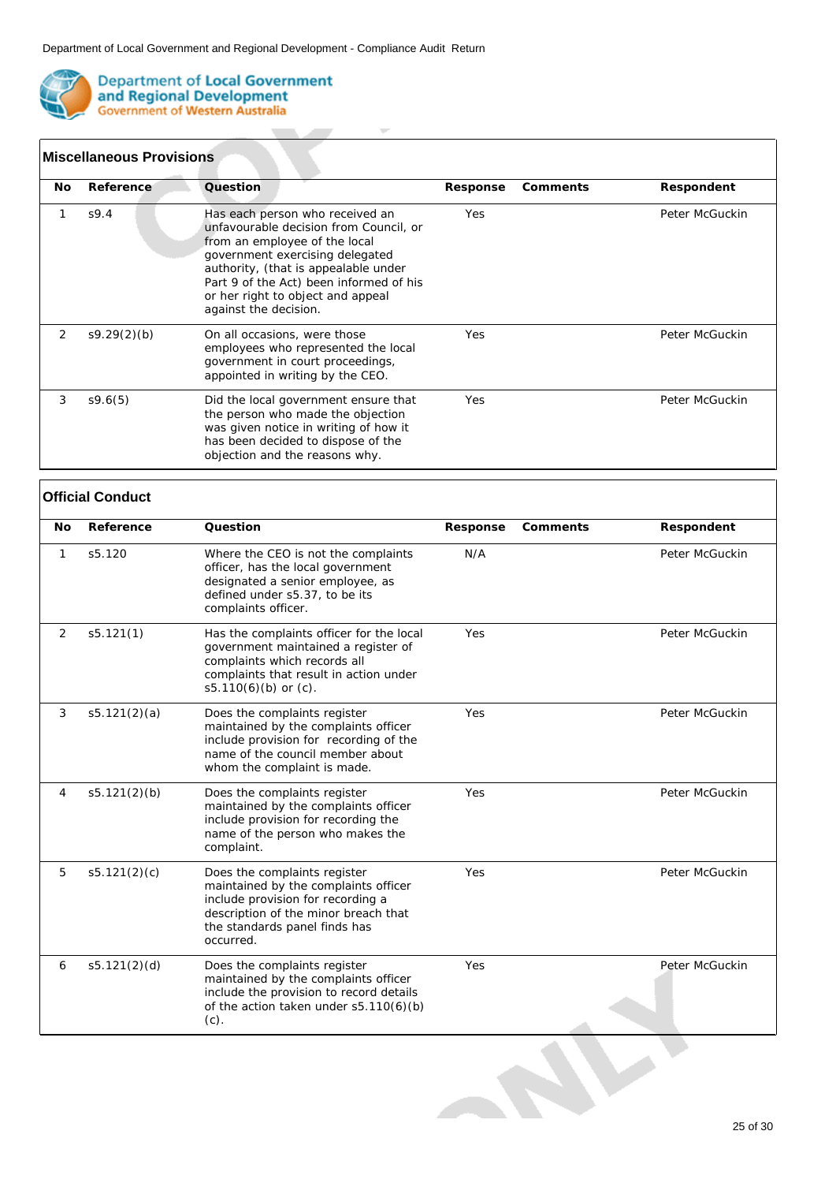## Miscellaneous Provisions

| No | Reference | Question | Response | Comments | Respondent |
|---|---|---|---|---|---|
| 1 | s9.4 | Has each person who received an unfavourable decision from Council, or from an employee of the local government exercising delegated authority, (that is appealable under Part 9 of the Act) been informed of his or her right to object and appeal against the decision. | Yes | | Peter McGuckin |
| 2 | s9.29(2)(b) | On all occasions, were those employees who represented the local government in court proceedings, appointed in writing by the CEO. | Yes | | Peter McGuckin |
| 3 | s9.6(5) | Did the local government ensure that the person who made the objection was given notice in writing of how it has been decided to dispose of the objection and the reasons why. | Yes | | Peter McGuckin |

## Official Conduct

| No | Reference | Question | Response | Comments | Respondent |
|---|---|---|---|---|---|
| 1 | s5.120 | Where the CEO is not the complaints officer, has the local government designated a senior employee, as defined under s5.37, to be its complaints officer. | N/A | | Peter McGuckin |
| 2 | s5.121(1) | Has the complaints officer for the local government maintained a register of complaints which records all complaints that result in action under s5.110(6)(b) or (c). | Yes | | Peter McGuckin |
| 3 | s5.121(2)(a) | Does the complaints register maintained by the complaints officer include provision for recording of the name of the council member about whom the complaint is made. | Yes | | Peter McGuckin |
| 4 | s5.121(2)(b) | Does the complaints register maintained by the complaints officer include provision for recording the name of the person who makes the complaint. | Yes | | Peter McGuckin |
| 5 | s5.121(2)(c) | Does the complaints register maintained by the complaints officer include provision for recording a description of the minor breach that the standards panel finds has occurred. | Yes | | Peter McGuckin |
| 6 | s5.121(2)(d) | Does the complaints register maintained by the complaints officer include the provision to record details of the action taken under s5.110(6)(b)(c). | Yes | | Peter McGuckin |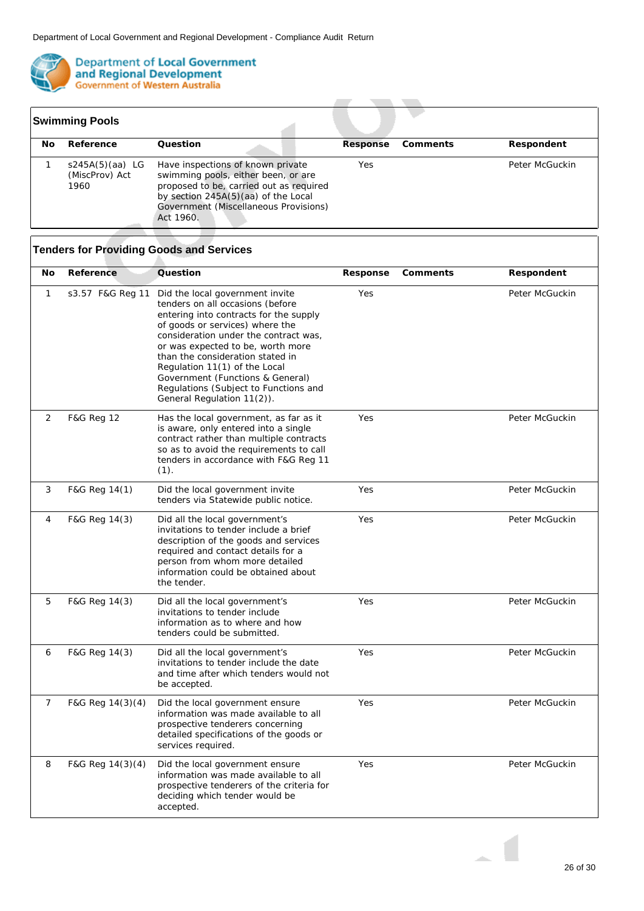## Swimming Pools

| No | Reference | Question | Response | Comments | Respondent |
|---|---|---|---|---|---|
| 1 | s245A(5)(aa) LG (MiscProv) Act 1960 | Have inspections of known private swimming pools, either been, or are proposed to be, carried out as required by section 245A(5)(aa) of the Local Government (Miscellaneous Provisions) Act 1960. | Yes | | Peter McGuckin |

## Tenders for Providing Goods and Services

| No | Reference | Question | Response | Comments | Respondent |
|---|---|---|---|---|---|
| 1 | s3.57 F&G Reg 11 | Did the local government invite tenders on all occasions (before entering into contracts for the supply of goods or services) where the consideration under the contract was, or was expected to be, worth more than the consideration stated in Regulation 11(1) of the Local Government (Functions & General) Regulations (Subject to Functions and General Regulation 11(2)). | Yes | | Peter McGuckin |
| 2 | F&G Reg 12 | Has the local government, as far as it is aware, only entered into a single contract rather than multiple contracts so as to avoid the requirements to call tenders in accordance with F&G Reg 11 (1). | Yes | | Peter McGuckin |
| 3 | F&G Reg 14(1) | Did the local government invite tenders via Statewide public notice. | Yes | | Peter McGuckin |
| 4 | F&G Reg 14(3) | Did all the local government's invitations to tender include a brief description of the goods and services required and contact details for a person from whom more detailed information could be obtained about the tender. | Yes | | Peter McGuckin |
| 5 | F&G Reg 14(3) | Did all the local government's invitations to tender include information as to where and how tenders could be submitted. | Yes | | Peter McGuckin |
| 6 | F&G Reg 14(3) | Did all the local government's invitations to tender include the date and time after which tenders would not be accepted. | Yes | | Peter McGuckin |
| 7 | F&G Reg 14(3)(4) | Did the local government ensure information was made available to all prospective tenderers concerning detailed specifications of the goods or services required. | Yes | | Peter McGuckin |
| 8 | F&G Reg 14(3)(4) | Did the local government ensure information was made available to all prospective tenderers of the criteria for deciding which tender would be accepted. | Yes | | Peter McGuckin |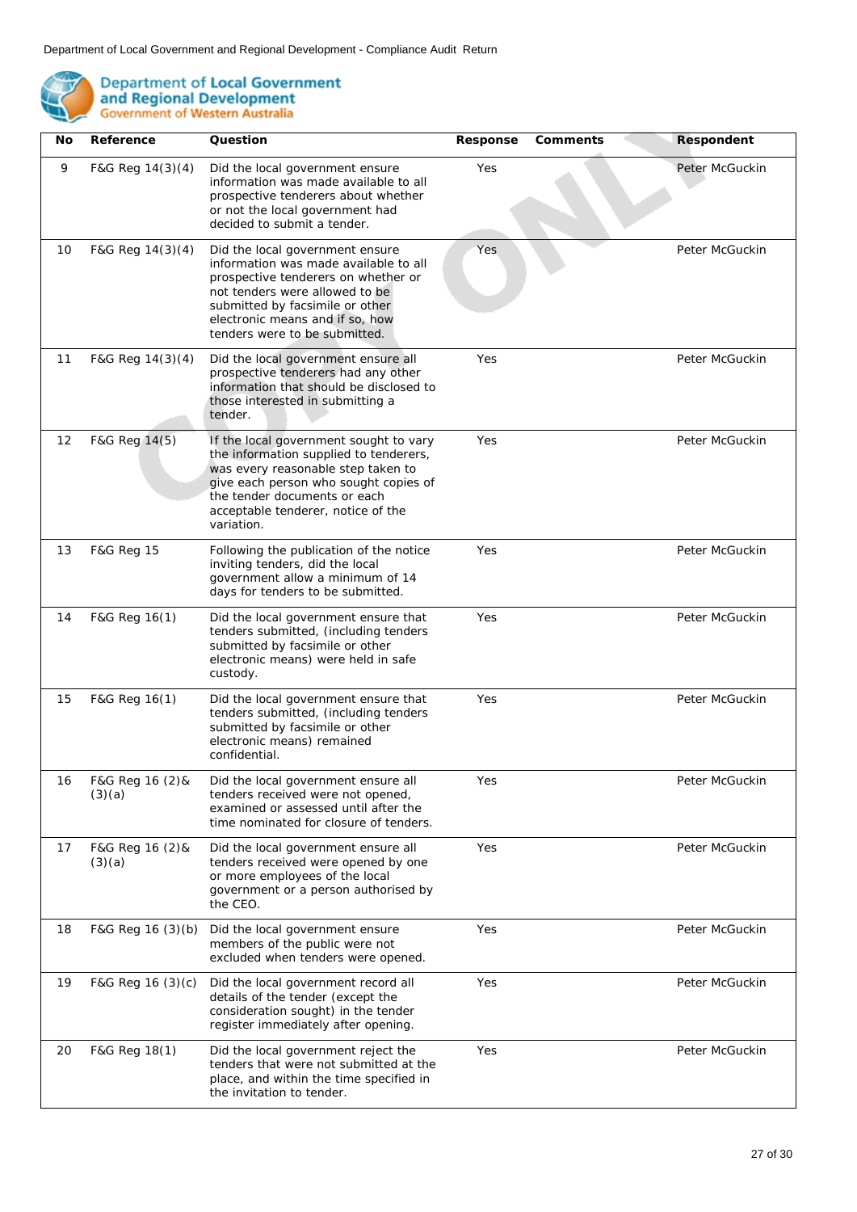| No | Reference | Question | Response | Comments | Respondent |
|---|---|---|---|---|---|
| 9 | F&G Reg 14(3)(4) | Did the local government ensure information was made available to all prospective tenderers about whether or not the local government had decided to submit a tender. | Yes | | Peter McGuckin |
| 10 | F&G Reg 14(3)(4) | Did the local government ensure information was made available to all prospective tenderers on whether or not tenders were allowed to be submitted by facsimile or other electronic means and if so, how tenders were to be submitted. | Yes | | Peter McGuckin |
| 11 | F&G Reg 14(3)(4) | Did the local government ensure all prospective tenderers had any other information that should be disclosed to those interested in submitting a tender. | Yes | | Peter McGuckin |
| 12 | F&G Reg 14(5) | If the local government sought to vary the information supplied to tenderers, was every reasonable step taken to give each person who sought copies of the tender documents or each acceptable tenderer, notice of the variation. | Yes | | Peter McGuckin |
| 13 | F&G Reg 15 | Following the publication of the notice inviting tenders, did the local government allow a minimum of 14 days for tenders to be submitted. | Yes | | Peter McGuckin |
| 14 | F&G Reg 16(1) | Did the local government ensure that tenders submitted, (including tenders submitted by facsimile or other electronic means) were held in safe custody. | Yes | | Peter McGuckin |
| 15 | F&G Reg 16(1) | Did the local government ensure that tenders submitted, (including tenders submitted by facsimile or other electronic means) remained confidential. | Yes | | Peter McGuckin |
| 16 | F&G Reg 16 (2)& (3)(a) | Did the local government ensure all tenders received were not opened, examined or assessed until after the time nominated for closure of tenders. | Yes | | Peter McGuckin |
| 17 | F&G Reg 16 (2)& (3)(a) | Did the local government ensure all tenders received were opened by one or more employees of the local government or a person authorised by the CEO. | Yes | | Peter McGuckin |
| 18 | F&G Reg 16 (3)(b) | Did the local government ensure members of the public were not excluded when tenders were opened. | Yes | | Peter McGuckin |
| 19 | F&G Reg 16 (3)(c) | Did the local government record all details of the tender (except the consideration sought) in the tender register immediately after opening. | Yes | | Peter McGuckin |
| 20 | F&G Reg 18(1) | Did the local government reject the tenders that were not submitted at the place, and within the time specified in the invitation to tender. | Yes | | Peter McGuckin |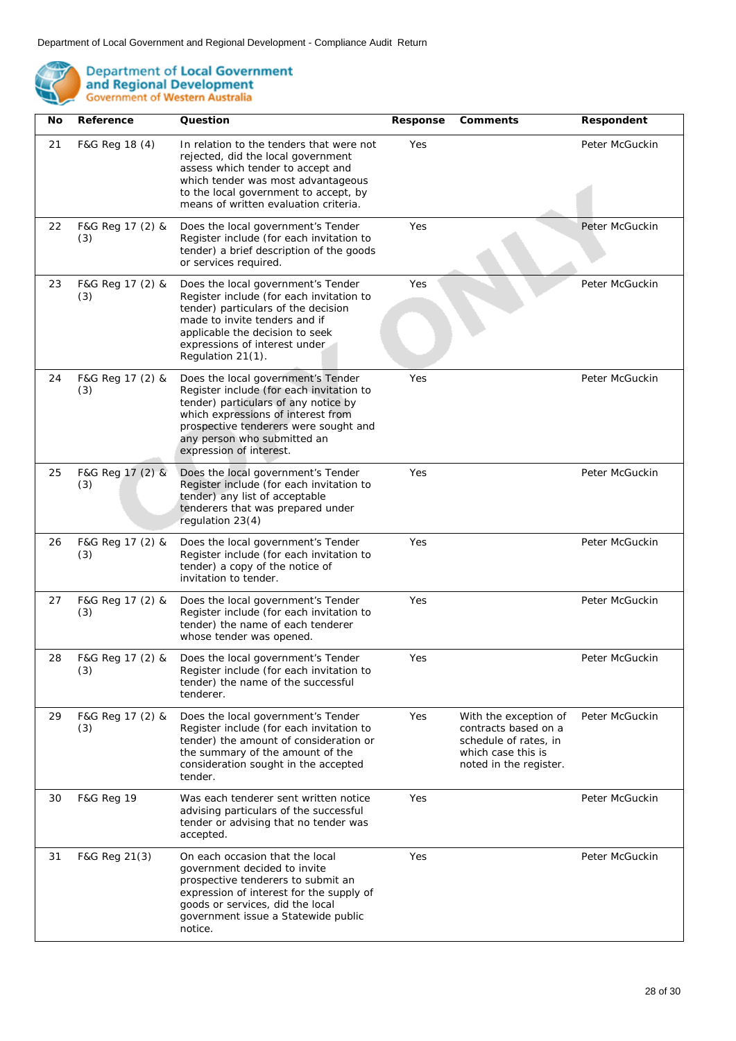| No | Reference | Question | Response | Comments | Respondent |
|---|---|---|---|---|---|
| 21 | F&G Reg 18 (4) | In relation to the tenders that were not rejected, did the local government assess which tender to accept and which tender was most advantageous to the local government to accept, by means of written evaluation criteria. | Yes | | Peter McGuckin |
| 22 | F&G Reg 17 (2) & (3) | Does the local government's Tender Register include (for each invitation to tender) a brief description of the goods or services required. | Yes | | Peter McGuckin |
| 23 | F&G Reg 17 (2) & (3) | Does the local government's Tender Register include (for each invitation to tender) particulars of the decision made to invite tenders and if applicable the decision to seek expressions of interest under Regulation 21(1). | Yes | | Peter McGuckin |
| 24 | F&G Reg 17 (2) & (3) | Does the local government's Tender Register include (for each invitation to tender) particulars of any notice by which expressions of interest from prospective tenderers were sought and any person who submitted an expression of interest. | Yes | | Peter McGuckin |
| 25 | F&G Reg 17 (2) & (3) | Does the local government's Tender Register include (for each invitation to tender) any list of acceptable tenderers that was prepared under regulation 23(4) | Yes | | Peter McGuckin |
| 26 | F&G Reg 17 (2) & (3) | Does the local government's Tender Register include (for each invitation to tender) a copy of the notice of invitation to tender. | Yes | | Peter McGuckin |
| 27 | F&G Reg 17 (2) & (3) | Does the local government's Tender Register include (for each invitation to tender) the name of each tenderer whose tender was opened. | Yes | | Peter McGuckin |
| 28 | F&G Reg 17 (2) & (3) | Does the local government's Tender Register include (for each invitation to tender) the name of the successful tenderer. | Yes | | Peter McGuckin |
| 29 | F&G Reg 17 (2) & (3) | Does the local government's Tender Register include (for each invitation to tender) the amount of consideration or the summary of the amount of the consideration sought in the accepted tender. | Yes | With the exception of contracts based on a schedule of rates, in which case this is noted in the register. | Peter McGuckin |
| 30 | F&G Reg 19 | Was each tenderer sent written notice advising particulars of the successful tender or advising that no tender was accepted. | Yes | | Peter McGuckin |
| 31 | F&G Reg 21(3) | On each occasion that the local government decided to invite prospective tenderers to submit an expression of interest for the supply of goods or services, did the local government issue a Statewide public notice. | Yes | | Peter McGuckin |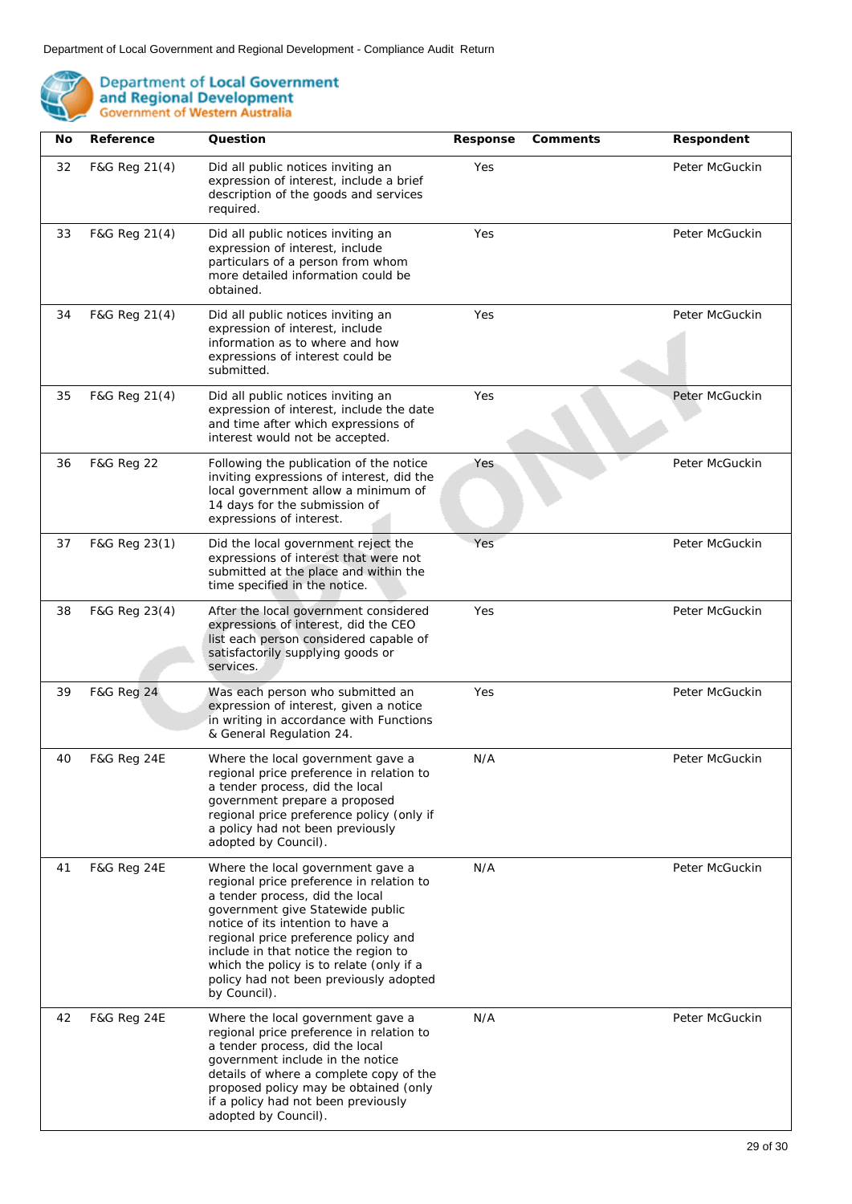| No | Reference | Question | Response | Comments | Respondent |
|---|---|---|---|---|---|
| 32 | F&G Reg 21(4) | Did all public notices inviting an expression of interest, include a brief description of the goods and services required. | Yes | | Peter McGuckin |
| 33 | F&G Reg 21(4) | Did all public notices inviting an expression of interest, include particulars of a person from whom more detailed information could be obtained. | Yes | | Peter McGuckin |
| 34 | F&G Reg 21(4) | Did all public notices inviting an expression of interest, include information as to where and how expressions of interest could be submitted. | Yes | | Peter McGuckin |
| 35 | F&G Reg 21(4) | Did all public notices inviting an expression of interest, include the date and time after which expressions of interest would not be accepted. | Yes | | Peter McGuckin |
| 36 | F&G Reg 22 | Following the publication of the notice inviting expressions of interest, did the local government allow a minimum of 14 days for the submission of expressions of interest. | Yes | | Peter McGuckin |
| 37 | F&G Reg 23(1) | Did the local government reject the expressions of interest that were not submitted at the place and within the time specified in the notice. | Yes | | Peter McGuckin |
| 38 | F&G Reg 23(4) | After the local government considered expressions of interest, did the CEO list each person considered capable of satisfactorily supplying goods or services. | Yes | | Peter McGuckin |
| 39 | F&G Reg 24 | Was each person who submitted an expression of interest, given a notice in writing in accordance with Functions & General Regulation 24. | Yes | | Peter McGuckin |
| 40 | F&G Reg 24E | Where the local government gave a regional price preference in relation to a tender process, did the local government prepare a proposed regional price preference policy (only if a policy had not been previously adopted by Council). | N/A | | Peter McGuckin |
| 41 | F&G Reg 24E | Where the local government gave a regional price preference in relation to a tender process, did the local government give Statewide public notice of its intention to have a regional price preference policy and include in that notice the region to which the policy is to relate (only if a policy had not been previously adopted by Council). | N/A | | Peter McGuckin |
| 42 | F&G Reg 24E | Where the local government gave a regional price preference in relation to a tender process, did the local government include in the notice details of where a complete copy of the proposed policy may be obtained (only if a policy had not been previously adopted by Council). | N/A | | Peter McGuckin |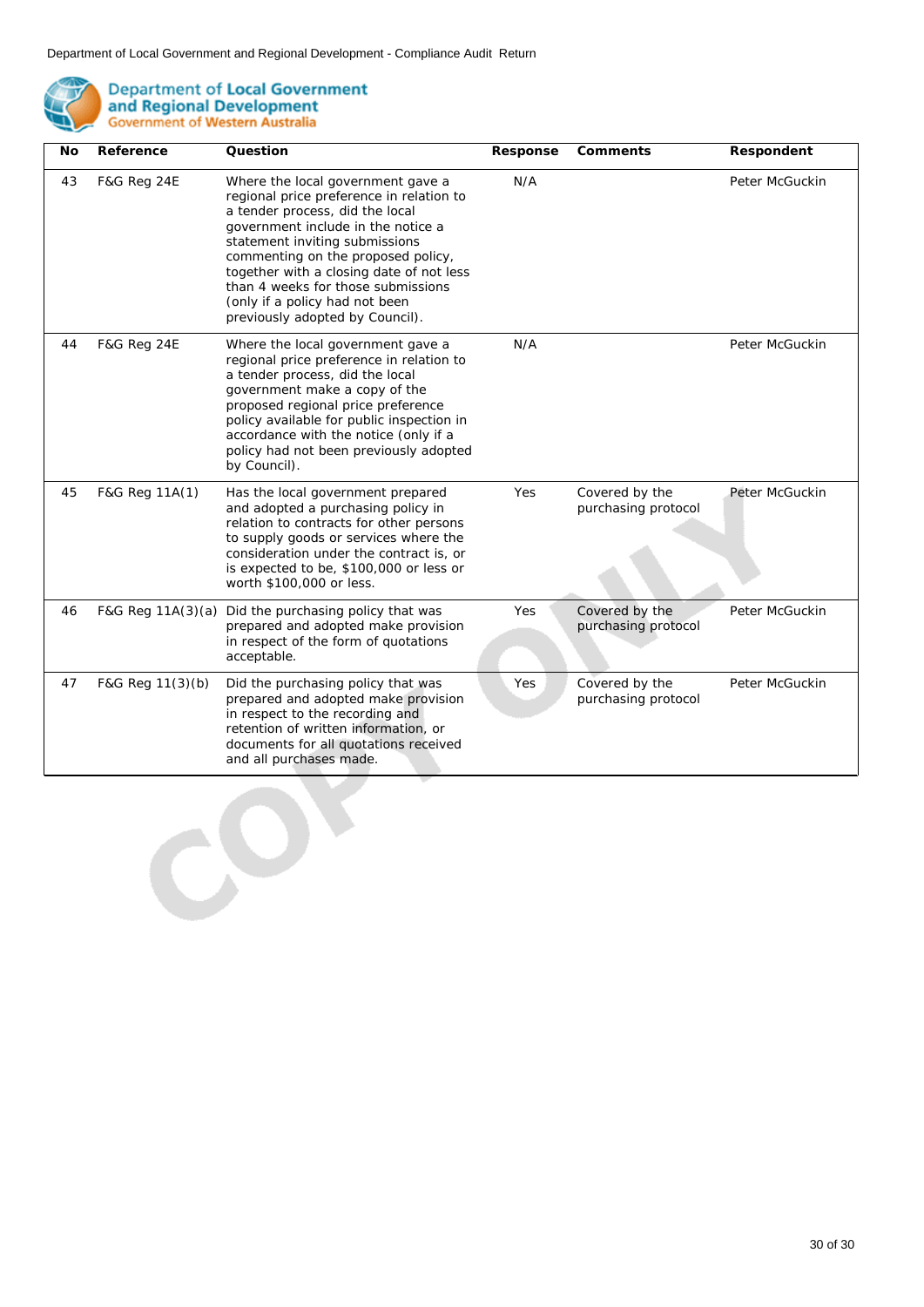| No | Reference | Question | Response | Comments | Respondent |
|---|---|---|---|---|---|
| 43 | F&G Reg 24E | Where the local government gave a regional price preference in relation to a tender process, did the local government include in the notice a statement inviting submissions commenting on the proposed policy, together with a closing date of not less than 4 weeks for those submissions (only if a policy had not been previously adopted by Council). | N/A | | Peter McGuckin |
| 44 | F&G Reg 24E | Where the local government gave a regional price preference in relation to a tender process, did the local government make a copy of the proposed regional price preference policy available for public inspection in accordance with the notice (only if a policy had not been previously adopted by Council). | N/A | | Peter McGuckin |
| 45 | F&G Reg 11A(1) | Has the local government prepared and adopted a purchasing policy in relation to contracts for other persons to supply goods or services where the consideration under the contract is, or is expected to be, $100,000 or less or worth $100,000 or less. | Yes | Covered by the purchasing protocol | Peter McGuckin |
| 46 | F&G Reg 11A(3)(a) | Did the purchasing policy that was prepared and adopted make provision in respect of the form of quotations acceptable. | Yes | Covered by the purchasing protocol | Peter McGuckin |
| 47 | F&G Reg 11(3)(b) | Did the purchasing policy that was prepared and adopted make provision in respect to the recording and retention of written information, or documents for all quotations received and all purchases made. | Yes | Covered by the purchasing protocol | Peter McGuckin |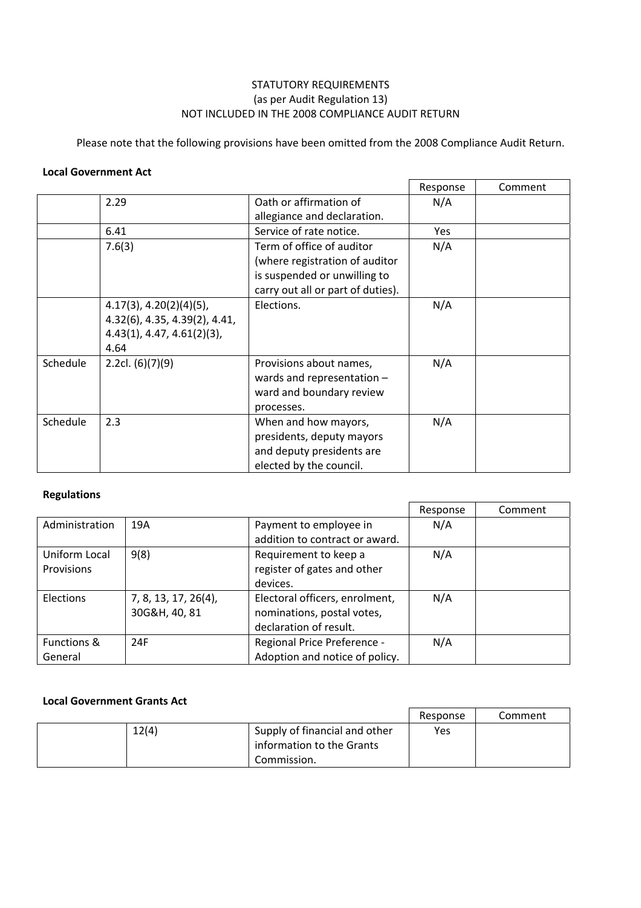STATUTORY REQUIREMENTS
(as per Audit Regulation 13)
NOT INCLUDED IN THE 2008 COMPLIANCE AUDIT RETURN

Please note that the following provisions have been omitted from the 2008 Compliance Audit Return.

**Local Government Act**

| | | | Response | Comment |
|---|---|---|---|---|
| | 2.29 | Oath or affirmation of allegiance and declaration. | N/A | |
| | 6.41 | Service of rate notice. | Yes | |
| | 7.6(3) | Term of office of auditor (where registration of auditor is suspended or unwilling to carry out all or part of duties). | N/A | |
| | 4.17(3), 4.20(2)(4)(5), 4.32(6), 4.35, 4.39(2), 4.41, 4.43(1), 4.47, 4.61(2)(3), 4.64 | Elections. | N/A | |
| Schedule | 2.2cl. (6)(7)(9) | Provisions about names, wards and representation – ward and boundary review processes. | N/A | |
| Schedule | 2.3 | When and how mayors, presidents, deputy mayors and deputy presidents are elected by the council. | N/A | |

**Regulations**

| | | | Response | Comment |
|---|---|---|---|---|
| Administration | 19A | Payment to employee in addition to contract or award. | N/A | |
| Uniform Local Provisions | 9(8) | Requirement to keep a register of gates and other devices. | N/A | |
| Elections | 7, 8, 13, 17, 26(4), 30G&H, 40, 81 | Electoral officers, enrolment, nominations, postal votes, declaration of result. | N/A | |
| Functions & General | 24F | Regional Price Preference - Adoption and notice of policy. | N/A | |

**Local Government Grants Act**

| | | | Response | Comment |
|---|---|---|---|---|
| | 12(4) | Supply of financial and other information to the Grants Commission. | Yes | |